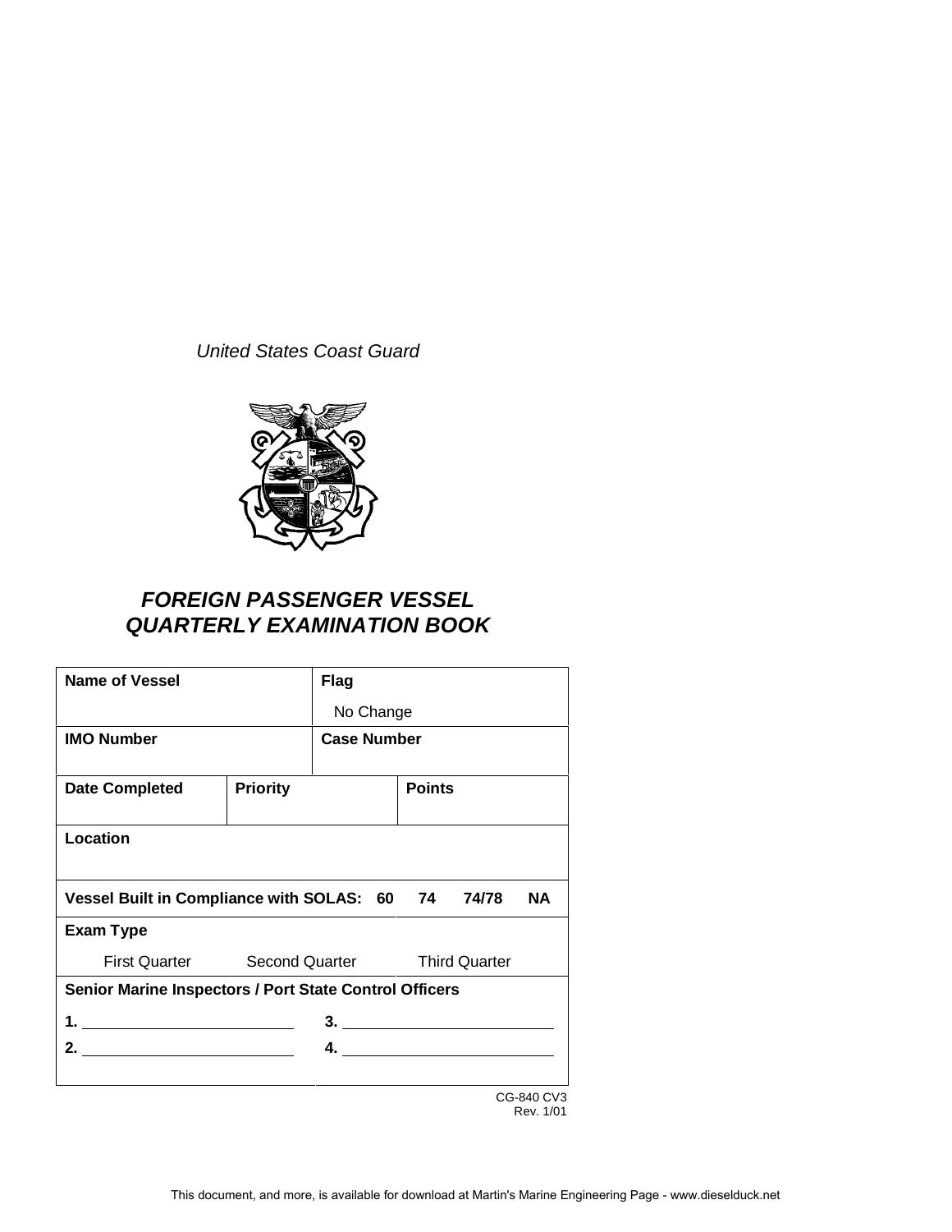*United States Coast Guard*

## ***FOREIGN PASSENGER VESSEL QUARTERLY EXAMINATION BOOK***

| **Name of Vessel** | | **Flag** No Change | |
|---|---|---|---|
| **IMO Number** | | **Case Number** | |
| **Date Completed** | **Priority** | | **Points** |
| **Location** | | | |
| **Vessel Built in Compliance with SOLAS: 60 74 74/78 NA** | | | |
| **Exam Type** First Quarter Second Quarter Third Quarter | | | |
| **Senior Marine Inspectors / Port State Control Officers** | | | |
| **1.** ______ | | **3.** ______ | |
| **2.** ______ | | **4.** ______ | |

CG-840 CV3
Rev. 1/01

This document, and more, is available for download at Martin's Marine Engineering Page - www.dieselduck.net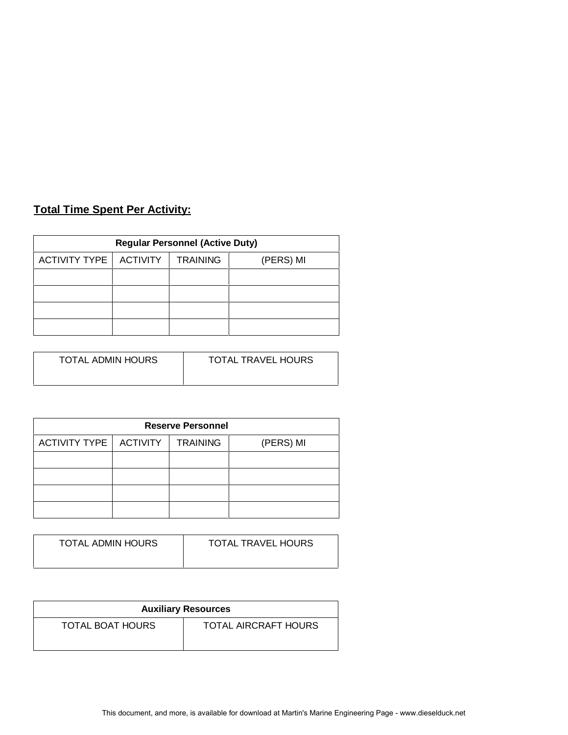## Total Time Spent Per Activity:

| Regular Personnel (Active Duty) | | | |
|---|---|---|---|
| ACTIVITY TYPE | ACTIVITY | TRAINING | (PERS) MI |
| | | | |
| | | | |
| | | | |
| | | | |

| TOTAL ADMIN HOURS | TOTAL TRAVEL HOURS |
|---|---|
| | |

| Reserve Personnel | | | |
|---|---|---|---|
| ACTIVITY TYPE | ACTIVITY | TRAINING | (PERS) MI |
| | | | |
| | | | |
| | | | |
| | | | |

| TOTAL ADMIN HOURS | TOTAL TRAVEL HOURS |
|---|---|
| | |

| Auxiliary Resources | |
|---|---|
| TOTAL BOAT HOURS | TOTAL AIRCRAFT HOURS |
| | |

This document, and more, is available for download at Martin's Marine Engineering Page - www.dieselduck.net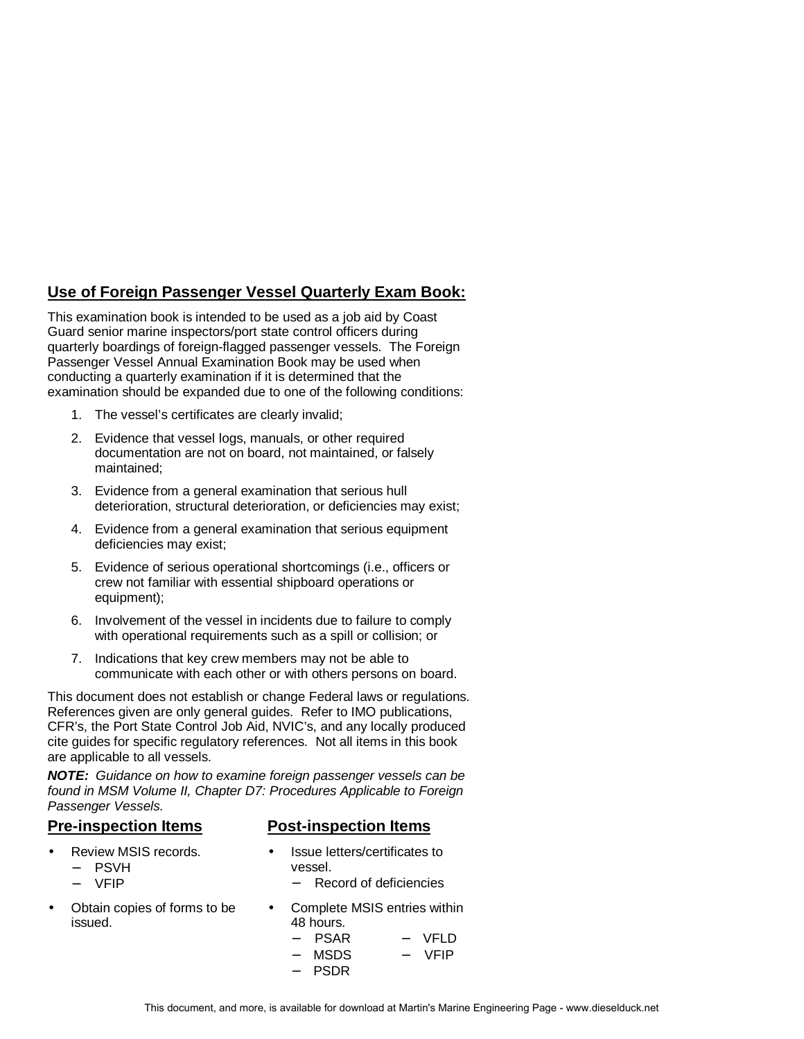## Use of Foreign Passenger Vessel Quarterly Exam Book:

This examination book is intended to be used as a job aid by Coast Guard senior marine inspectors/port state control officers during quarterly boardings of foreign-flagged passenger vessels. The Foreign Passenger Vessel Annual Examination Book may be used when conducting a quarterly examination if it is determined that the examination should be expanded due to one of the following conditions:

1. The vessel's certificates are clearly invalid;
2. Evidence that vessel logs, manuals, or other required documentation are not on board, not maintained, or falsely maintained;
3. Evidence from a general examination that serious hull deterioration, structural deterioration, or deficiencies may exist;
4. Evidence from a general examination that serious equipment deficiencies may exist;
5. Evidence of serious operational shortcomings (i.e., officers or crew not familiar with essential shipboard operations or equipment);
6. Involvement of the vessel in incidents due to failure to comply with operational requirements such as a spill or collision; or
7. Indications that key crew members may not be able to communicate with each other or with others persons on board.

This document does not establish or change Federal laws or regulations. References given are only general guides. Refer to IMO publications, CFR's, the Port State Control Job Aid, NVIC's, and any locally produced cite guides for specific regulatory references. Not all items in this book are applicable to all vessels.

***NOTE:*** *Guidance on how to examine foreign passenger vessels can be found in MSM Volume II, Chapter D7: Procedures Applicable to Foreign Passenger Vessels.*

### Pre-inspection Items

- Review MSIS records.
  - PSVH
  - VFIP
- Obtain copies of forms to be issued.

### Post-inspection Items

- Issue letters/certificates to vessel.
  - Record of deficiencies
- Complete MSIS entries within 48 hours.
  - PSAR
  - MSDS
  - PSDR
  - VFLD
  - VFIP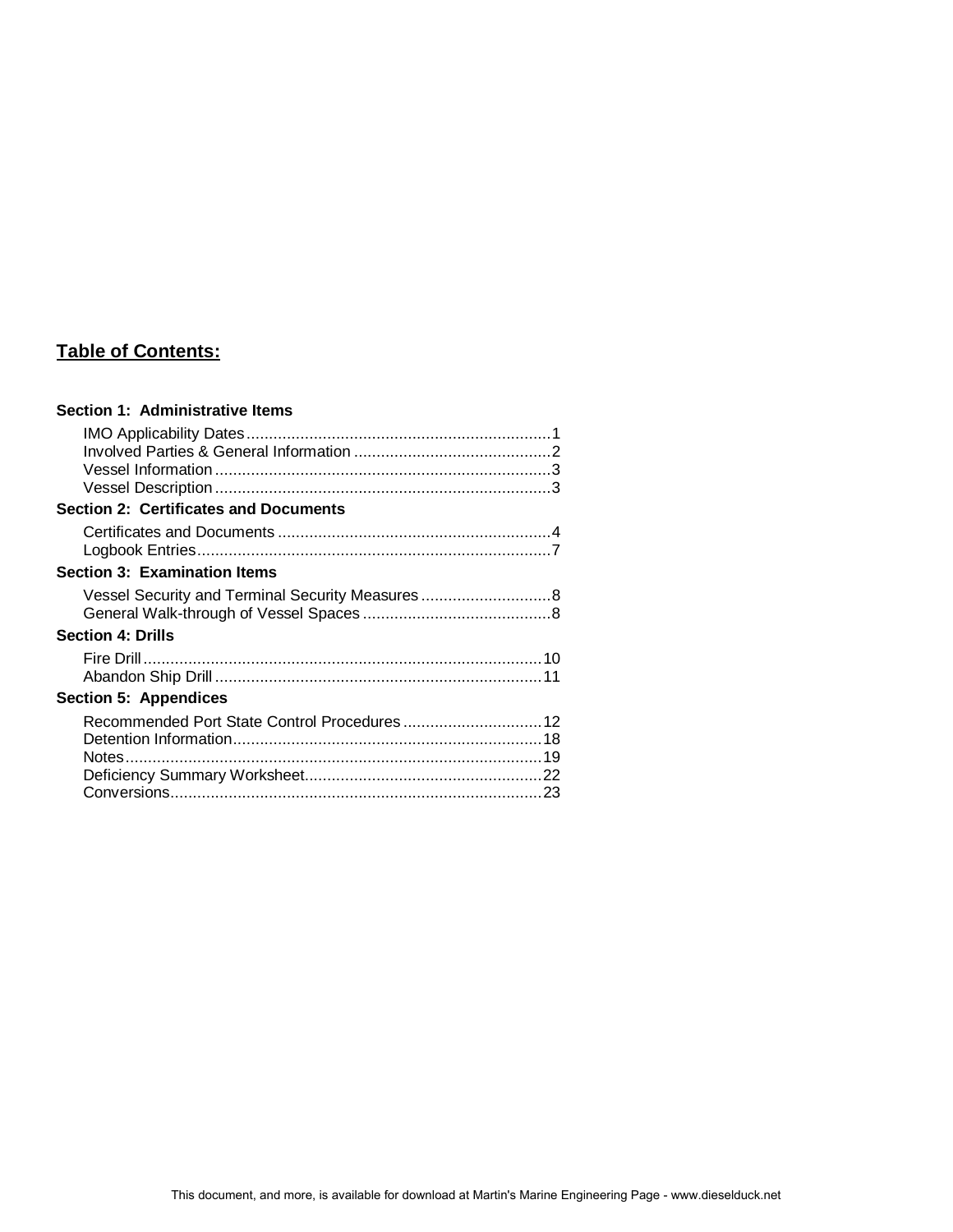## Table of Contents:

**Section 1: Administrative Items**

- IMO Applicability Dates....................................................................1
- Involved Parties & General Information ............................................2
- Vessel Information ...........................................................................3
- Vessel Description ...........................................................................3

**Section 2: Certificates and Documents**

- Certificates and Documents .............................................................4
- Logbook Entries...............................................................................7

**Section 3: Examination Items**

- Vessel Security and Terminal Security Measures .............................8
- General Walk-through of Vessel Spaces ..........................................8

**Section 4: Drills**

- Fire Drill.........................................................................................10
- Abandon Ship Drill .........................................................................11

**Section 5: Appendices**

- Recommended Port State Control Procedures ...............................12
- Detention Information.....................................................................18
- Notes.............................................................................................19
- Deficiency Summary Worksheet.....................................................22
- Conversions...................................................................................23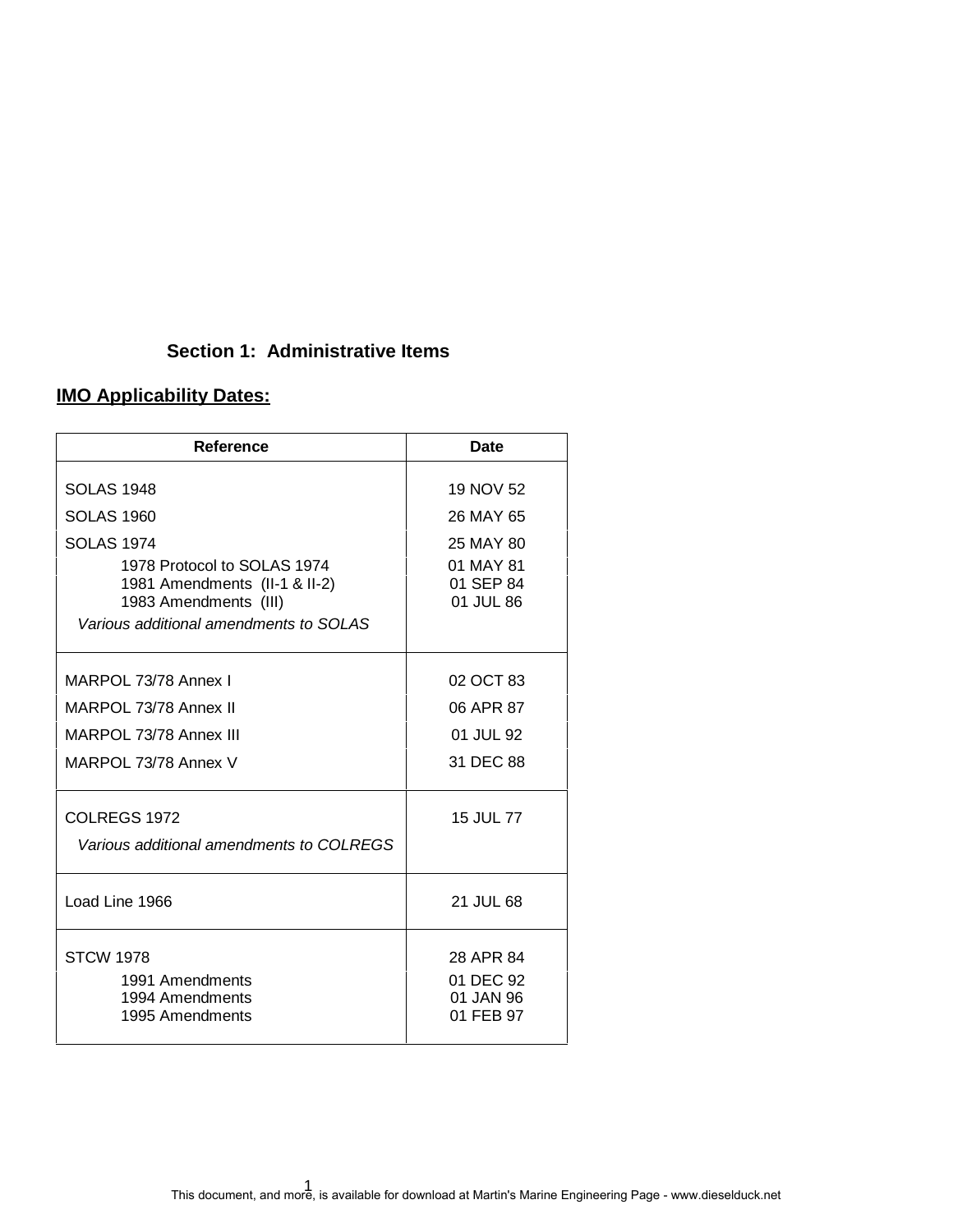## Section 1: Administrative Items

### IMO Applicability Dates:

| Reference | Date |
|---|---|
| SOLAS 1948 | 19 NOV 52 |
| SOLAS 1960 | 26 MAY 65 |
| SOLAS 1974 | 25 MAY 80 |
| 1978 Protocol to SOLAS 1974 | 01 MAY 81 |
| 1981 Amendments (II-1 & II-2) | 01 SEP 84 |
| 1983 Amendments (III) | 01 JUL 86 |
| *Various additional amendments to SOLAS* | |
| MARPOL 73/78 Annex I | 02 OCT 83 |
| MARPOL 73/78 Annex II | 06 APR 87 |
| MARPOL 73/78 Annex III | 01 JUL 92 |
| MARPOL 73/78 Annex V | 31 DEC 88 |
| COLREGS 1972 | 15 JUL 77 |
| *Various additional amendments to COLREGS* | |
| Load Line 1966 | 21 JUL 68 |
| STCW 1978 | 28 APR 84 |
| 1991 Amendments | 01 DEC 92 |
| 1994 Amendments | 01 JAN 96 |
| 1995 Amendments | 01 FEB 97 |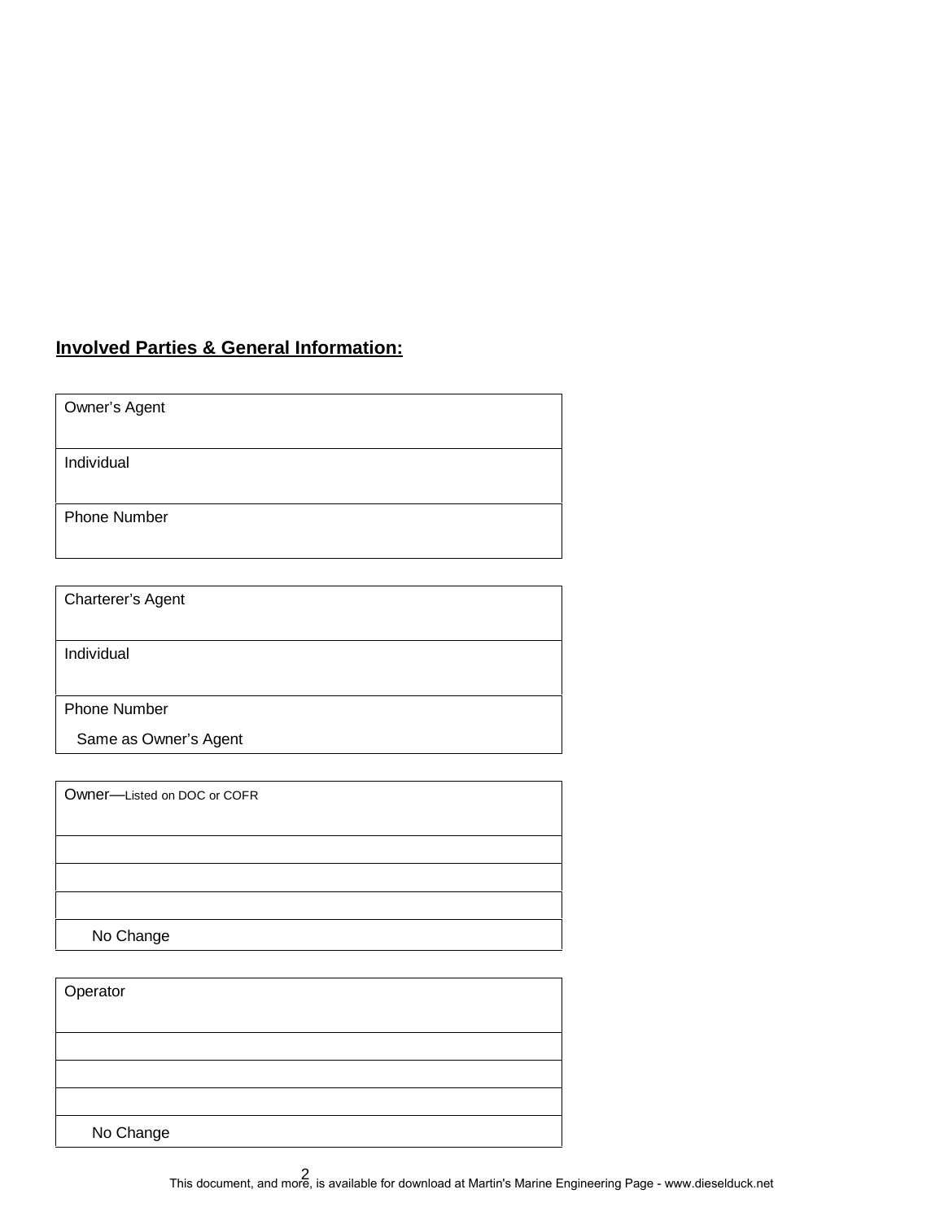## Involved Parties & General Information:

| Owner's Agent |
|---|
| Individual |
| Phone Number |

| Charterer's Agent |
|---|
| Individual |
| Phone Number<br>Same as Owner's Agent |

| Owner—Listed on DOC or COFR |
|---|
| |
| |
| |
| No Change |

| Operator |
|---|
| |
| |
| |
| No Change |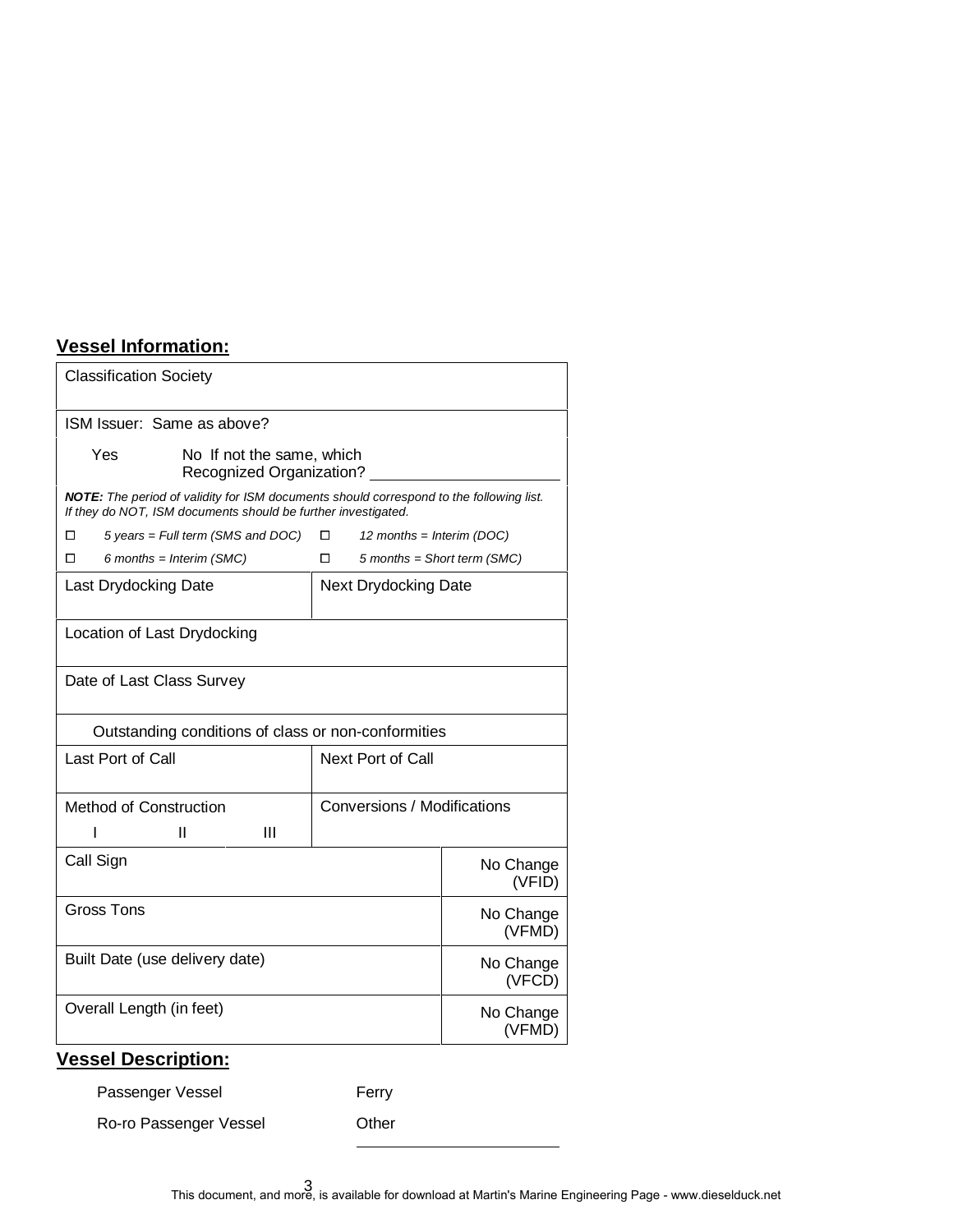## Vessel Information:

| Classification Society | | |
|---|---|---|
| ISM Issuer: Same as above? | | |
| Yes     No If not the same, which Recognized Organization? ____________ | | |
| ***NOTE:*** *The period of validity for ISM documents should correspond to the following list. If they do NOT, ISM documents should be further investigated.* | | |
| ☐ *5 years = Full term (SMS and DOC)* | ☐ *12 months = Interim (DOC)* | |
| ☐ *6 months = Interim (SMC)* | ☐ *5 months = Short term (SMC)* | |
| Last Drydocking Date | Next Drydocking Date | |
| Location of Last Drydocking | | |
| Date of Last Class Survey | | |
| Outstanding conditions of class or non-conformities | | |
| Last Port of Call | Next Port of Call | |
| Method of Construction<br>I     II     III | Conversions / Modifications | |
| Call Sign | | No Change (VFID) |
| Gross Tons | | No Change (VFMD) |
| Built Date (use delivery date) | | No Change (VFCD) |
| Overall Length (in feet) | | No Change (VFMD) |

## Vessel Description:

| | |
|---|---|
| Passenger Vessel | Ferry |
| Ro-ro Passenger Vessel | Other ____________ |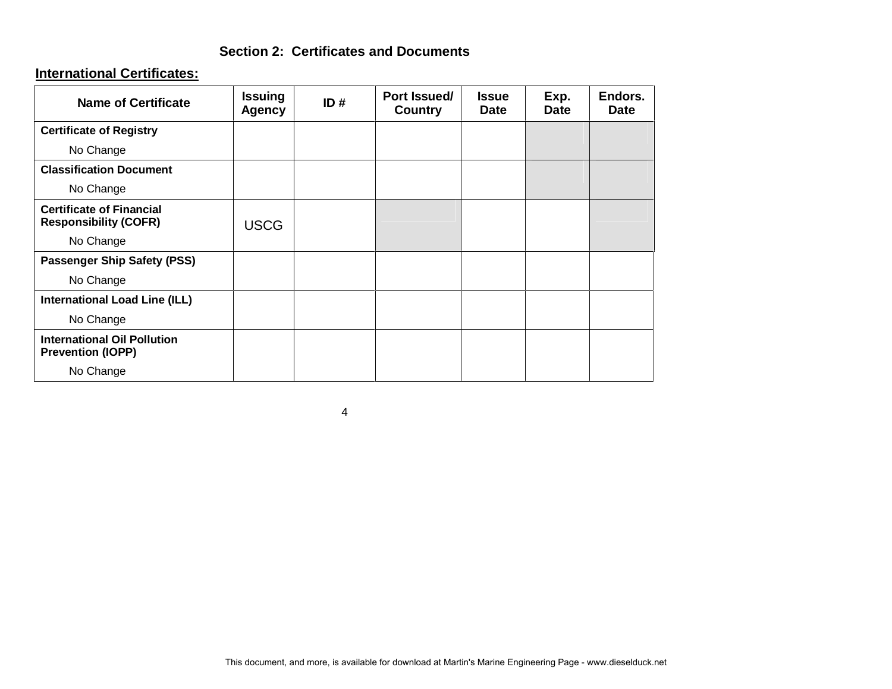## Section 2: Certificates and Documents

**International Certificates:**

| Name of Certificate | Issuing Agency | ID # | Port Issued/ Country | Issue Date | Exp. Date | Endors. Date |
|---|---|---|---|---|---|---|
| **Certificate of Registry**<br>No Change | | | | | | |
| **Classification Document**<br>No Change | | | | | | |
| **Certificate of Financial Responsibility (COFR)**<br>No Change | USCG | | | | | |
| **Passenger Ship Safety (PSS)**<br>No Change | | | | | | |
| **International Load Line (ILL)**<br>No Change | | | | | | |
| **International Oil Pollution Prevention (IOPP)**<br>No Change | | | | | | |

This document, and more, is available for download at Martin's Marine Engineering Page - www.dieselduck.net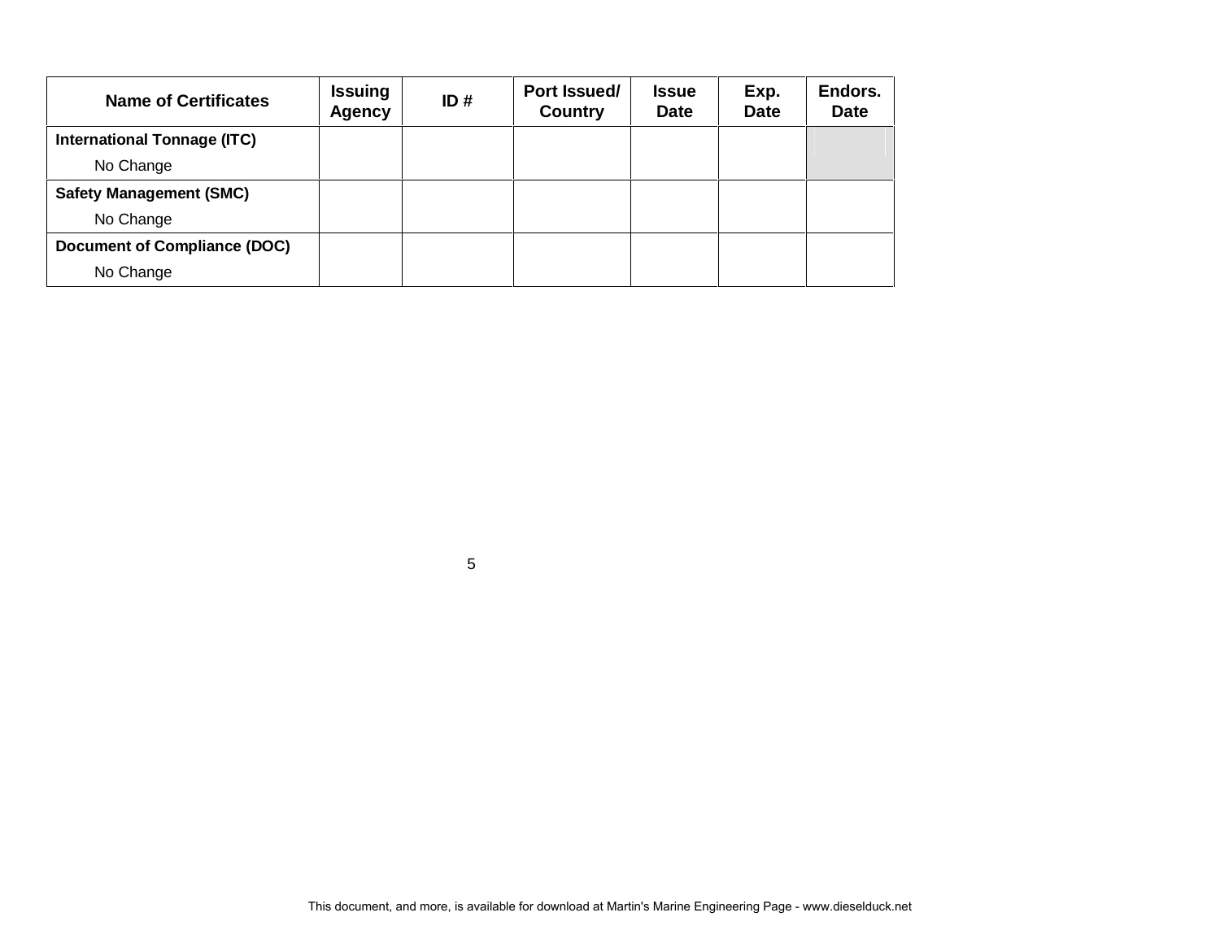| Name of Certificates | Issuing Agency | ID # | Port Issued/ Country | Issue Date | Exp. Date | Endors. Date |
|---|---|---|---|---|---|---|
| **International Tonnage (ITC)** | | | | | | |
| No Change | | | | | | |
| **Safety Management (SMC)** | | | | | | |
| No Change | | | | | | |
| **Document of Compliance (DOC)** | | | | | | |
| No Change | | | | | | |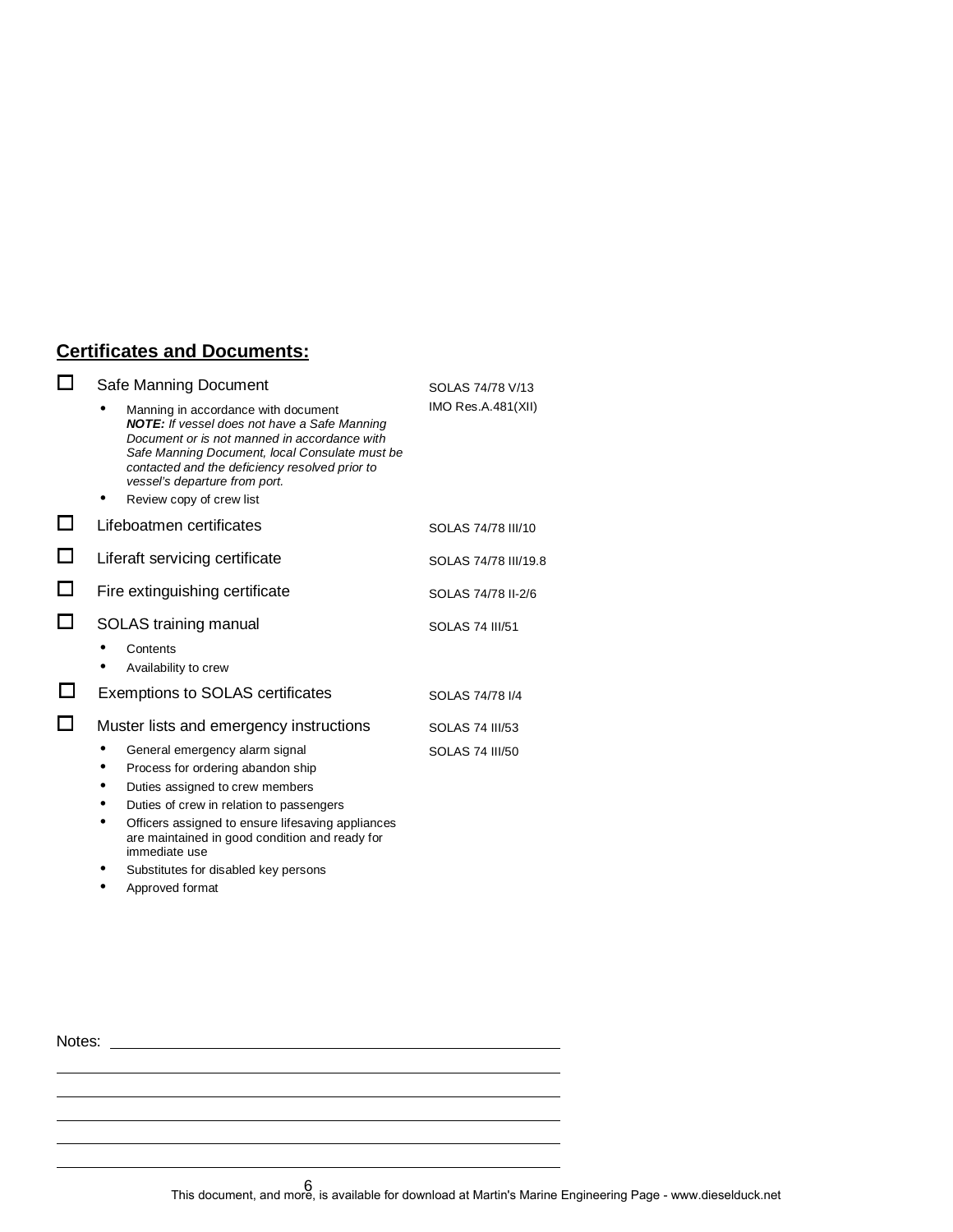## Certificates and Documents:

- [ ] Safe Manning Document — SOLAS 74/78 V/13; IMO Res.A.481(XII)
  - Manning in accordance with document
    ***NOTE:** If vessel does not have a Safe Manning Document or is not manned in accordance with Safe Manning Document, local Consulate must be contacted and the deficiency resolved prior to vessel's departure from port.*
  - Review copy of crew list
- [ ] Lifeboatmen certificates — SOLAS 74/78 III/10
- [ ] Liferaft servicing certificate — SOLAS 74/78 III/19.8
- [ ] Fire extinguishing certificate — SOLAS 74/78 II-2/6
- [ ] SOLAS training manual — SOLAS 74 III/51
  - Contents
  - Availability to crew
- [ ] Exemptions to SOLAS certificates — SOLAS 74/78 I/4
- [ ] Muster lists and emergency instructions — SOLAS 74 III/53; SOLAS 74 III/50
  - General emergency alarm signal
  - Process for ordering abandon ship
  - Duties assigned to crew members
  - Duties of crew in relation to passengers
  - Officers assigned to ensure lifesaving appliances are maintained in good condition and ready for immediate use
  - Substitutes for disabled key persons
  - Approved format

Notes: ______________________________________________

______________________________________________

______________________________________________

______________________________________________

______________________________________________

______________________________________________

This document, and more, is available for download at Martin's Marine Engineering Page - www.dieselduck.net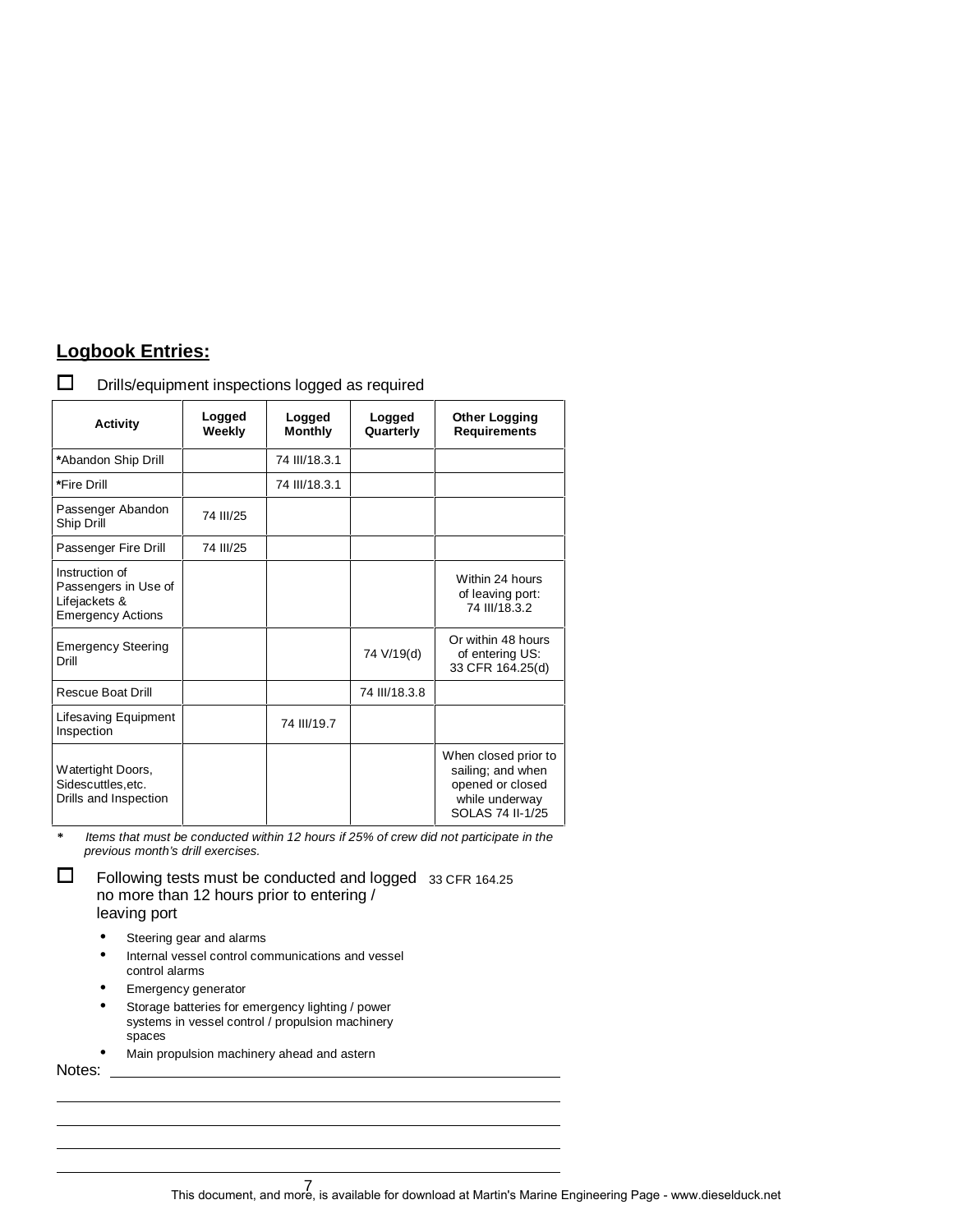## Logbook Entries:

☐ Drills/equipment inspections logged as required

| Activity | Logged Weekly | Logged Monthly | Logged Quarterly | Other Logging Requirements |
|---|---|---|---|---|
| ***Abandon Ship Drill** | | 74 III/18.3.1 | | |
| ***Fire Drill** | | 74 III/18.3.1 | | |
| Passenger Abandon Ship Drill | 74 III/25 | | | |
| Passenger Fire Drill | 74 III/25 | | | |
| Instruction of Passengers in Use of Lifejackets & Emergency Actions | | | | Within 24 hours of leaving port: 74 III/18.3.2 |
| Emergency Steering Drill | | | 74 V/19(d) | Or within 48 hours of entering US: 33 CFR 164.25(d) |
| Rescue Boat Drill | | | 74 III/18.3.8 | |
| Lifesaving Equipment Inspection | | 74 III/19.7 | | |
| Watertight Doors, Sidescuttles,etc. Drills and Inspection | | | | When closed prior to sailing; and when opened or closed while underway SOLAS 74 II-1/25 |

***** *Items that must be conducted within 12 hours if 25% of crew did not participate in the previous month's drill exercises.*

☐ Following tests must be conducted and logged no more than 12 hours prior to entering / leaving port 33 CFR 164.25

- Steering gear and alarms
- Internal vessel control communications and vessel control alarms
- Emergency generator
- Storage batteries for emergency lighting / power systems in vessel control / propulsion machinery spaces
- Main propulsion machinery ahead and astern

Notes: ______________________________________________

______________________________________________

______________________________________________

______________________________________________

______________________________________________

This document, and more, is available for download at Martin's Marine Engineering Page - www.dieselduck.net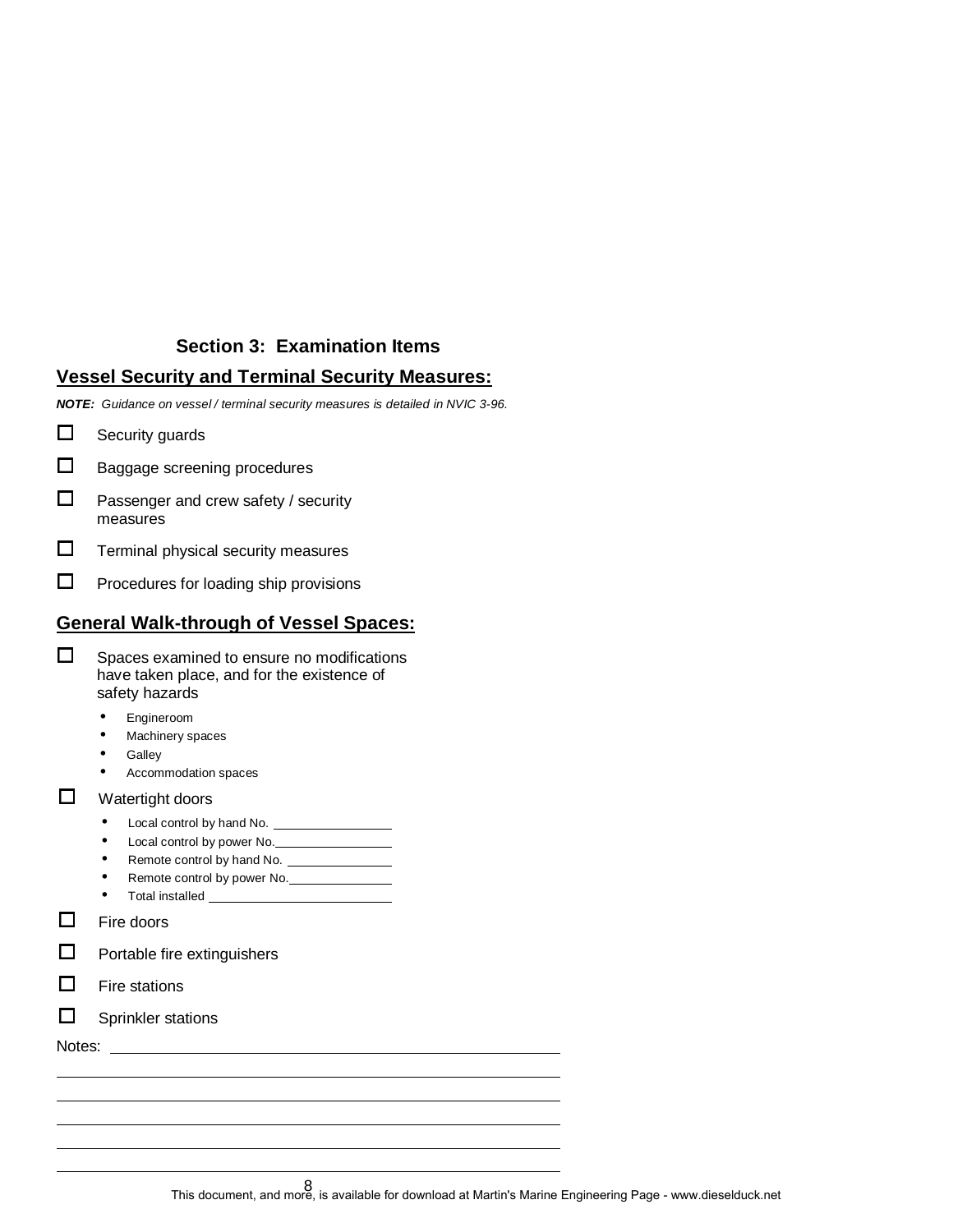## Section 3: Examination Items

### Vessel Security and Terminal Security Measures:

***NOTE:*** *Guidance on vessel / terminal security measures is detailed in NVIC 3-96.*

- ☐ Security guards
- ☐ Baggage screening procedures
- ☐ Passenger and crew safety / security measures
- ☐ Terminal physical security measures
- ☐ Procedures for loading ship provisions

### General Walk-through of Vessel Spaces:

- ☐ Spaces examined to ensure no modifications have taken place, and for the existence of safety hazards
  - Engineroom
  - Machinery spaces
  - Galley
  - Accommodation spaces
- ☐ Watertight doors
  - Local control by hand No. ________________
  - Local control by power No. ________________
  - Remote control by hand No. ________________
  - Remote control by power No. ________________
  - Total installed ________________________
- ☐ Fire doors
- ☐ Portable fire extinguishers
- ☐ Fire stations
- ☐ Sprinkler stations

Notes: ____________________________________________________________

______________________________________________________________________

______________________________________________________________________

______________________________________________________________________

______________________________________________________________________

______________________________________________________________________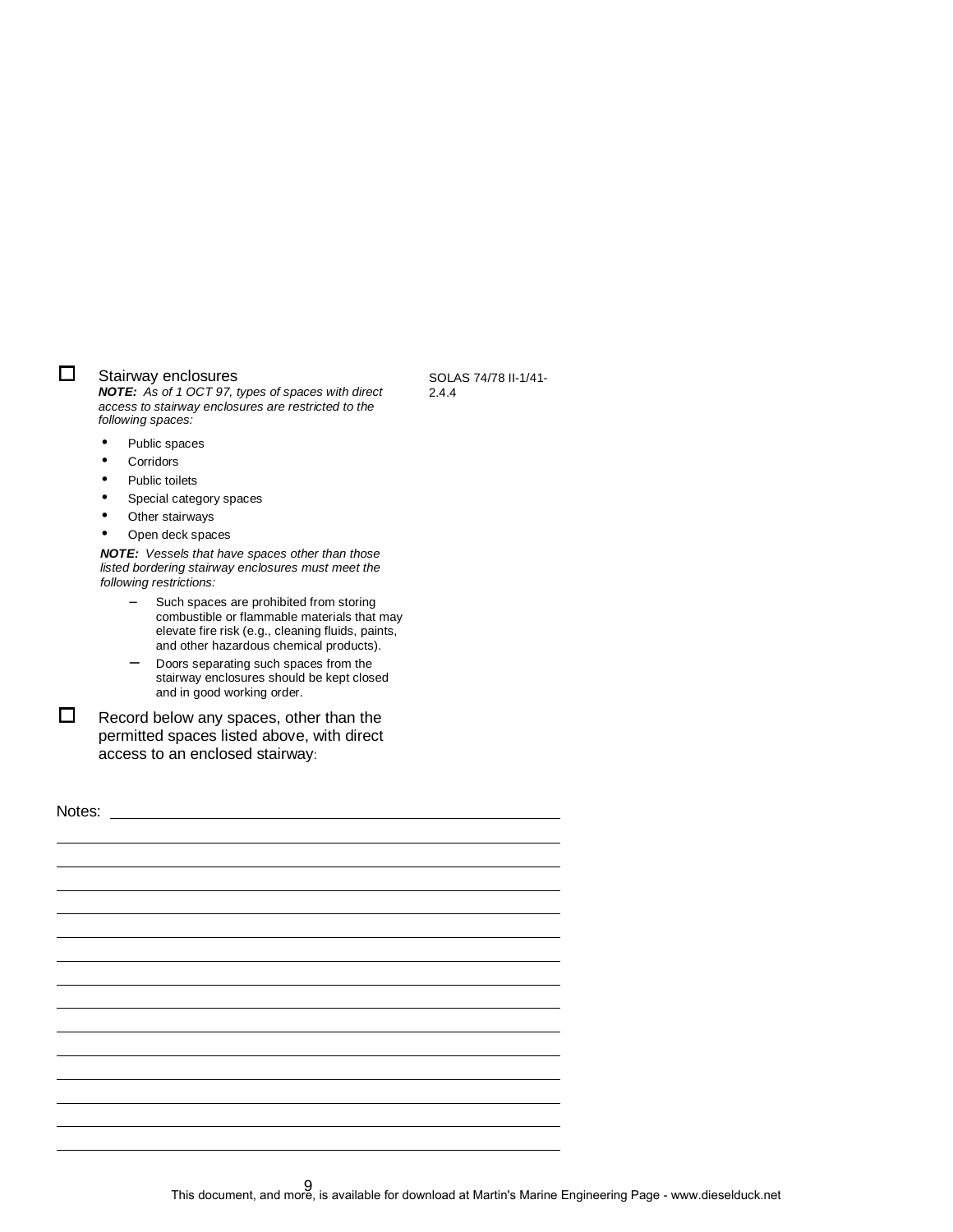☐ Stairway enclosures

***NOTE:*** *As of 1 OCT 97, types of spaces with direct access to stairway enclosures are restricted to the following spaces:*

SOLAS 74/78 II-1/41-2.4.4

- Public spaces
- Corridors
- Public toilets
- Special category spaces
- Other stairways
- Open deck spaces

***NOTE:*** *Vessels that have spaces other than those listed bordering stairway enclosures must meet the following restrictions:*

- Such spaces are prohibited from storing combustible or flammable materials that may elevate fire risk (e.g., cleaning fluids, paints, and other hazardous chemical products).
- Doors separating such spaces from the stairway enclosures should be kept closed and in good working order.

☐ Record below any spaces, other than the permitted spaces listed above, with direct access to an enclosed stairway:

Notes: ______________________________________________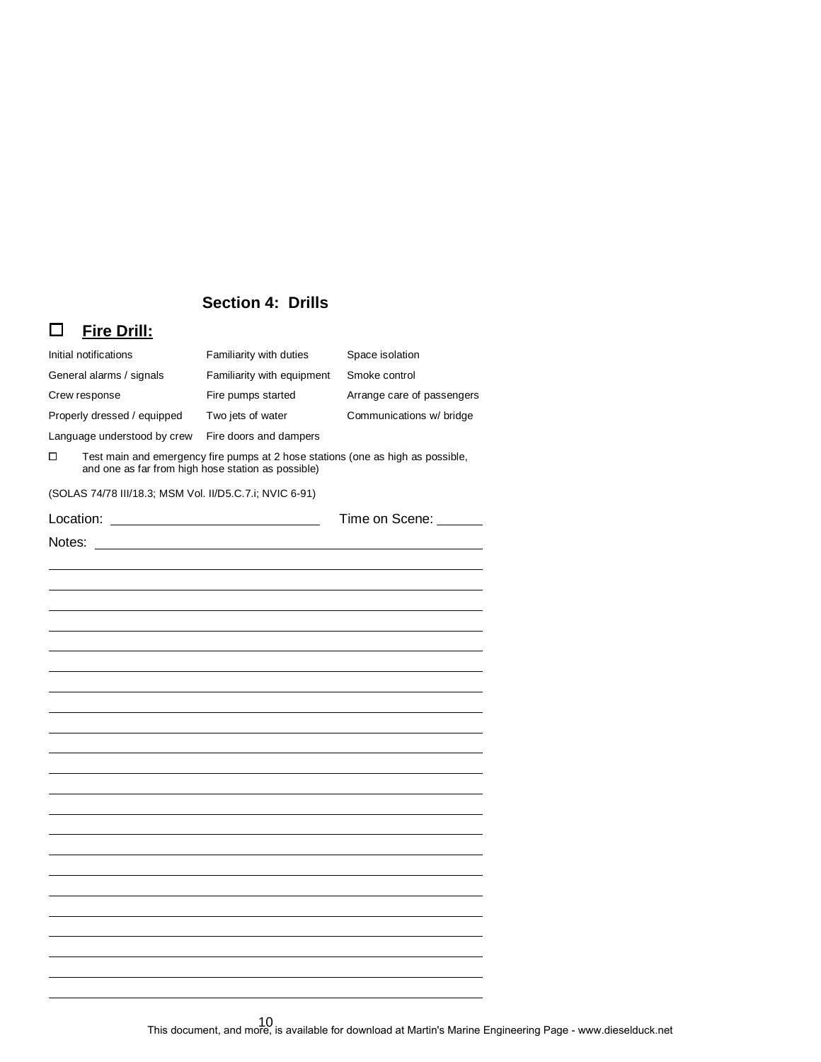## Section 4: Drills

### ☐ **Fire Drill:**

| | | |
|---|---|---|
| Initial notifications | Familiarity with duties | Space isolation |
| General alarms / signals | Familiarity with equipment | Smoke control |
| Crew response | Fire pumps started | Arrange care of passengers |
| Properly dressed / equipped | Two jets of water | Communications w/ bridge |
| Language understood by crew | Fire doors and dampers | |

☐ Test main and emergency fire pumps at 2 hose stations (one as high as possible, and one as far from high hose station as possible)

(SOLAS 74/78 III/18.3; MSM Vol. II/D5.C.7.i; NVIC 6-91)

Location: ____________________ Time on Scene: ______

Notes: ____________________________________________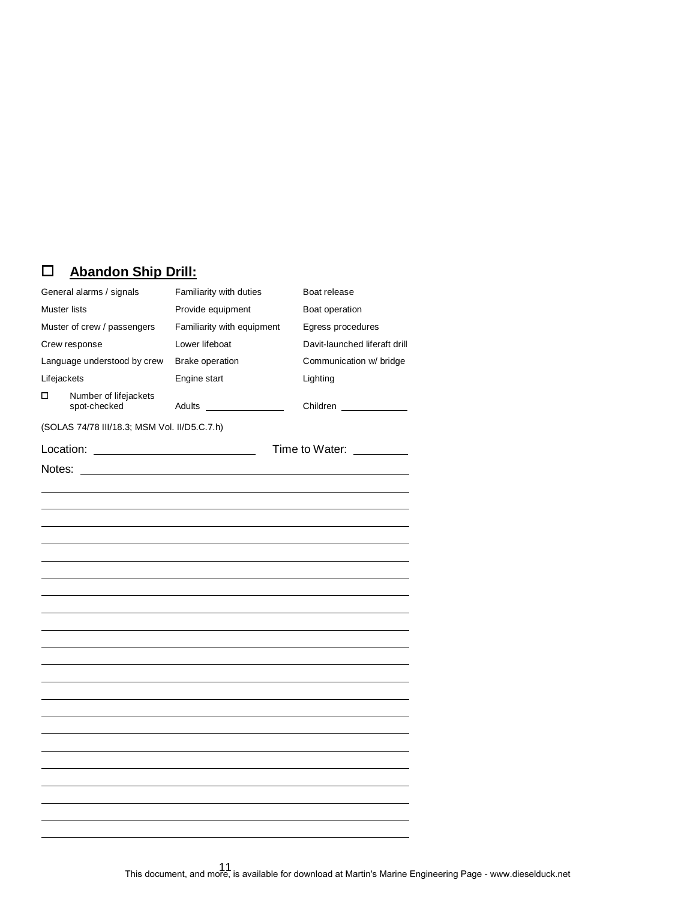## ☐ **Abandon Ship Drill:**

| | | |
|---|---|---|
| General alarms / signals | Familiarity with duties | Boat release |
| Muster lists | Provide equipment | Boat operation |
| Muster of crew / passengers | Familiarity with equipment | Egress procedures |
| Crew response | Lower lifeboat | Davit-launched liferaft drill |
| Language understood by crew | Brake operation | Communication w/ bridge |
| Lifejackets | Engine start | Lighting |
| ☐ Number of lifejackets spot-checked | Adults ______________ | Children ____________ |

(SOLAS 74/78 III/18.3; MSM Vol. II/D5.C.7.h)

Location: ________________________ Time to Water: ________

Notes: ______________________________________________________

______________________________________________________________

______________________________________________________________

______________________________________________________________

______________________________________________________________

______________________________________________________________

______________________________________________________________

______________________________________________________________

______________________________________________________________

______________________________________________________________

______________________________________________________________

______________________________________________________________

______________________________________________________________

______________________________________________________________

______________________________________________________________

______________________________________________________________

______________________________________________________________

______________________________________________________________

______________________________________________________________

______________________________________________________________

This document, and more, is available for download at Martin's Marine Engineering Page - www.dieselduck.net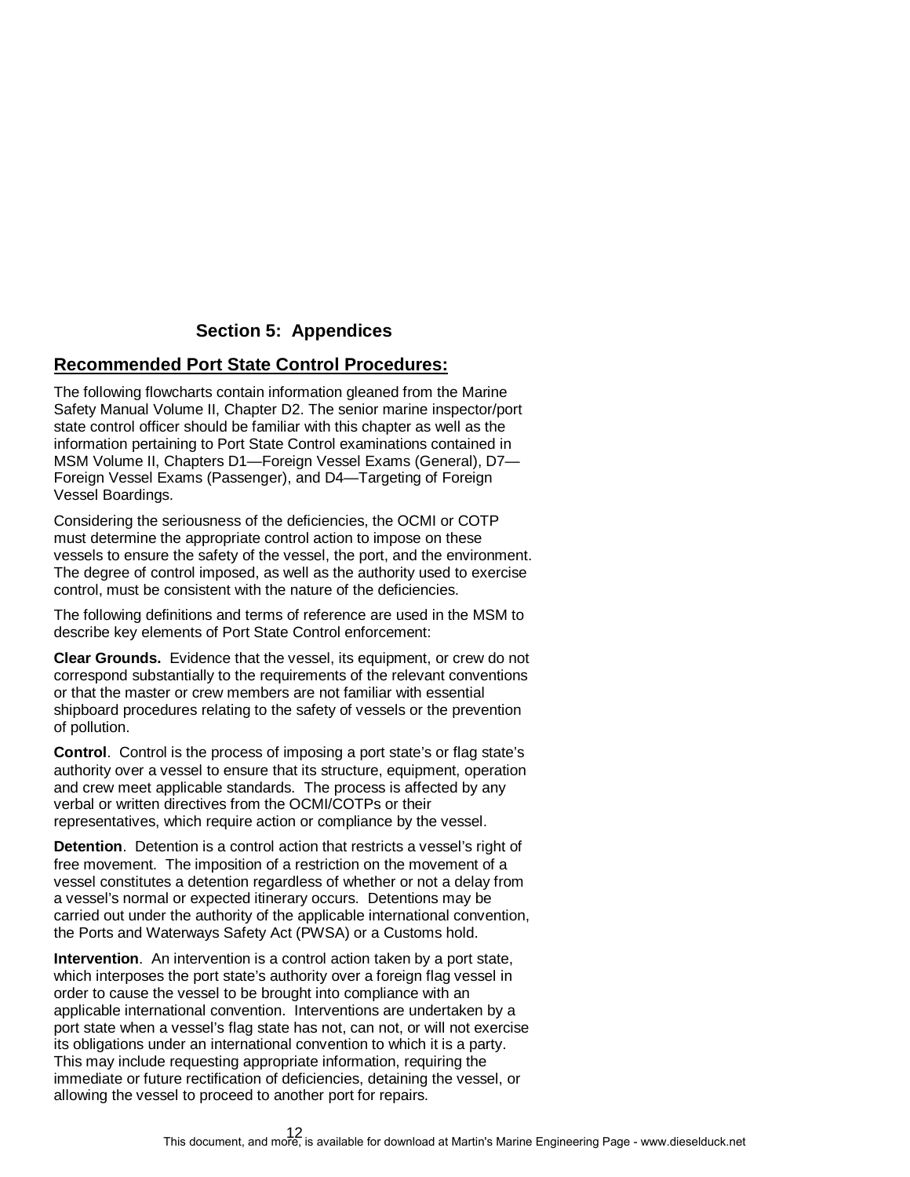# Section 5: Appendices

## Recommended Port State Control Procedures:

The following flowcharts contain information gleaned from the Marine Safety Manual Volume II, Chapter D2. The senior marine inspector/port state control officer should be familiar with this chapter as well as the information pertaining to Port State Control examinations contained in MSM Volume II, Chapters D1—Foreign Vessel Exams (General), D7—Foreign Vessel Exams (Passenger), and D4—Targeting of Foreign Vessel Boardings.

Considering the seriousness of the deficiencies, the OCMI or COTP must determine the appropriate control action to impose on these vessels to ensure the safety of the vessel, the port, and the environment. The degree of control imposed, as well as the authority used to exercise control, must be consistent with the nature of the deficiencies.

The following definitions and terms of reference are used in the MSM to describe key elements of Port State Control enforcement:

**Clear Grounds.** Evidence that the vessel, its equipment, or crew do not correspond substantially to the requirements of the relevant conventions or that the master or crew members are not familiar with essential shipboard procedures relating to the safety of vessels or the prevention of pollution.

**Control**. Control is the process of imposing a port state's or flag state's authority over a vessel to ensure that its structure, equipment, operation and crew meet applicable standards. The process is affected by any verbal or written directives from the OCMI/COTPs or their representatives, which require action or compliance by the vessel.

**Detention**. Detention is a control action that restricts a vessel's right of free movement. The imposition of a restriction on the movement of a vessel constitutes a detention regardless of whether or not a delay from a vessel's normal or expected itinerary occurs. Detentions may be carried out under the authority of the applicable international convention, the Ports and Waterways Safety Act (PWSA) or a Customs hold.

**Intervention**. An intervention is a control action taken by a port state, which interposes the port state's authority over a foreign flag vessel in order to cause the vessel to be brought into compliance with an applicable international convention. Interventions are undertaken by a port state when a vessel's flag state has not, can not, or will not exercise its obligations under an international convention to which it is a party. This may include requesting appropriate information, requiring the immediate or future rectification of deficiencies, detaining the vessel, or allowing the vessel to proceed to another port for repairs.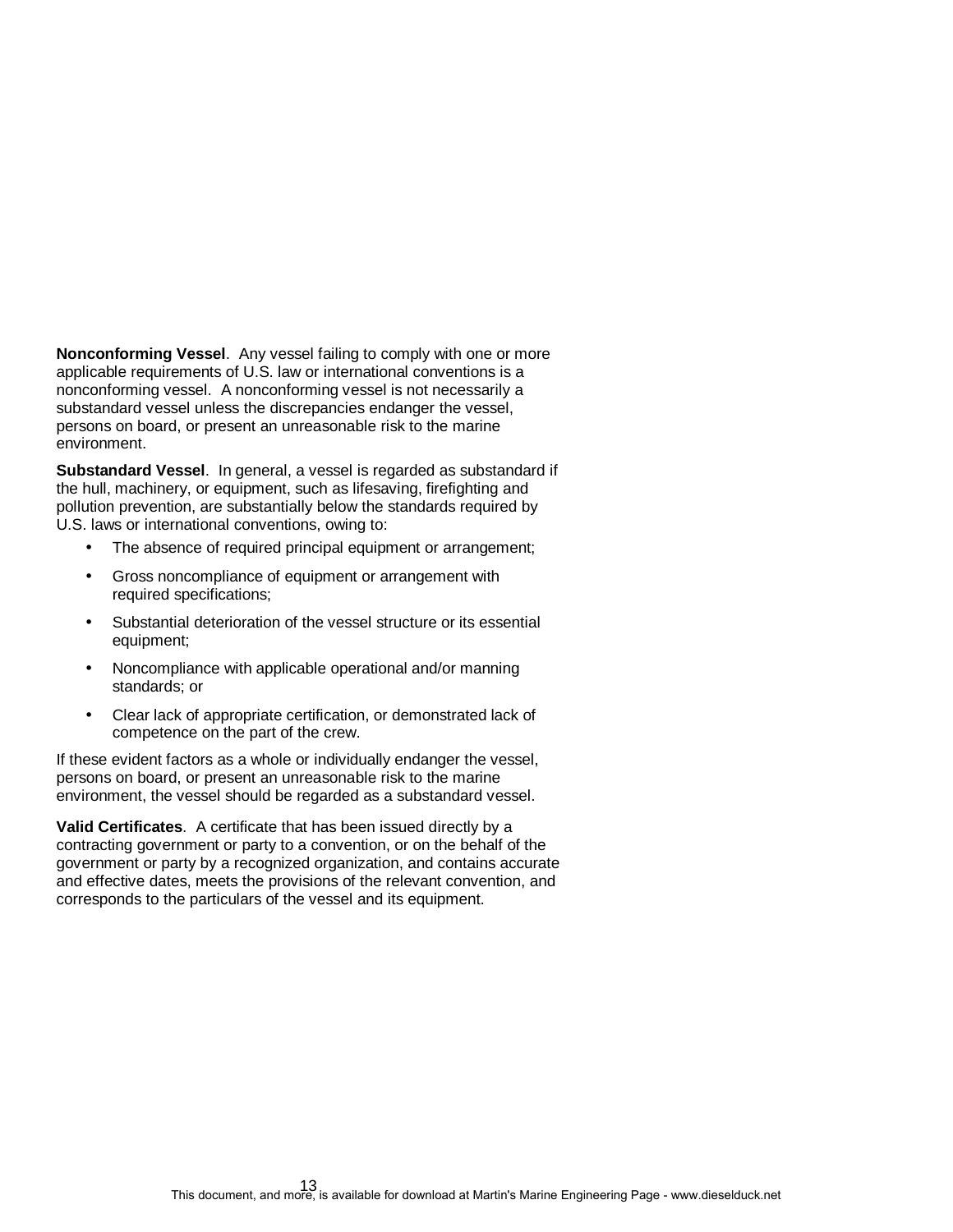**Nonconforming Vessel**. Any vessel failing to comply with one or more applicable requirements of U.S. law or international conventions is a nonconforming vessel. A nonconforming vessel is not necessarily a substandard vessel unless the discrepancies endanger the vessel, persons on board, or present an unreasonable risk to the marine environment.

**Substandard Vessel**. In general, a vessel is regarded as substandard if the hull, machinery, or equipment, such as lifesaving, firefighting and pollution prevention, are substantially below the standards required by U.S. laws or international conventions, owing to:

- The absence of required principal equipment or arrangement;
- Gross noncompliance of equipment or arrangement with required specifications;
- Substantial deterioration of the vessel structure or its essential equipment;
- Noncompliance with applicable operational and/or manning standards; or
- Clear lack of appropriate certification, or demonstrated lack of competence on the part of the crew.

If these evident factors as a whole or individually endanger the vessel, persons on board, or present an unreasonable risk to the marine environment, the vessel should be regarded as a substandard vessel.

**Valid Certificates**. A certificate that has been issued directly by a contracting government or party to a convention, or on the behalf of the government or party by a recognized organization, and contains accurate and effective dates, meets the provisions of the relevant convention, and corresponds to the particulars of the vessel and its equipment.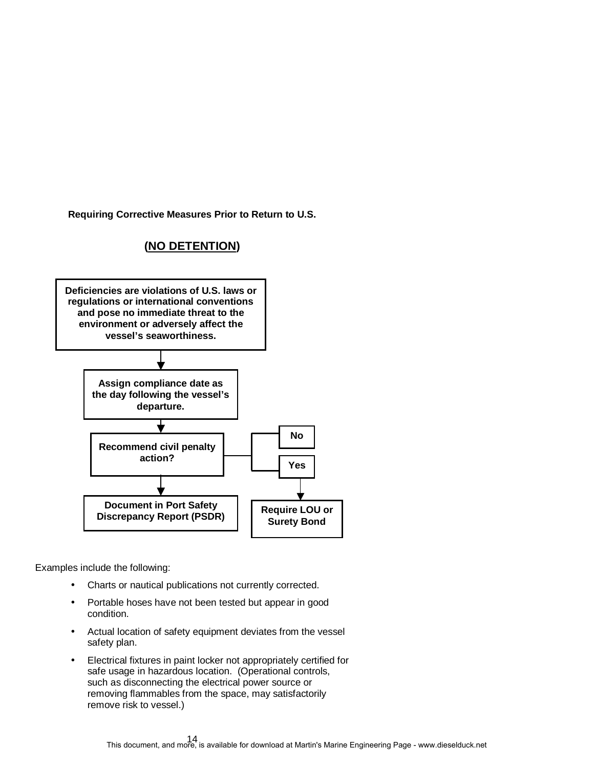**Requiring Corrective Measures Prior to Return to U.S.**

**(NO DETENTION)**

**Deficiencies are violations of U.S. laws or regulations or international conventions and pose no immediate threat to the environment or adversely affect the vessel's seaworthiness.**

↓

**Assign compliance date as the day following the vessel's departure.**

↓

**Recommend civil penalty action?** → **No** / **Yes** → **Require LOU or Surety Bond**

↓

**Document in Port Safety Discrepancy Report (PSDR)**

Examples include the following:

- Charts or nautical publications not currently corrected.
- Portable hoses have not been tested but appear in good condition.
- Actual location of safety equipment deviates from the vessel safety plan.
- Electrical fixtures in paint locker not appropriately certified for safe usage in hazardous location. (Operational controls, such as disconnecting the electrical power source or removing flammables from the space, may satisfactorily remove risk to vessel.)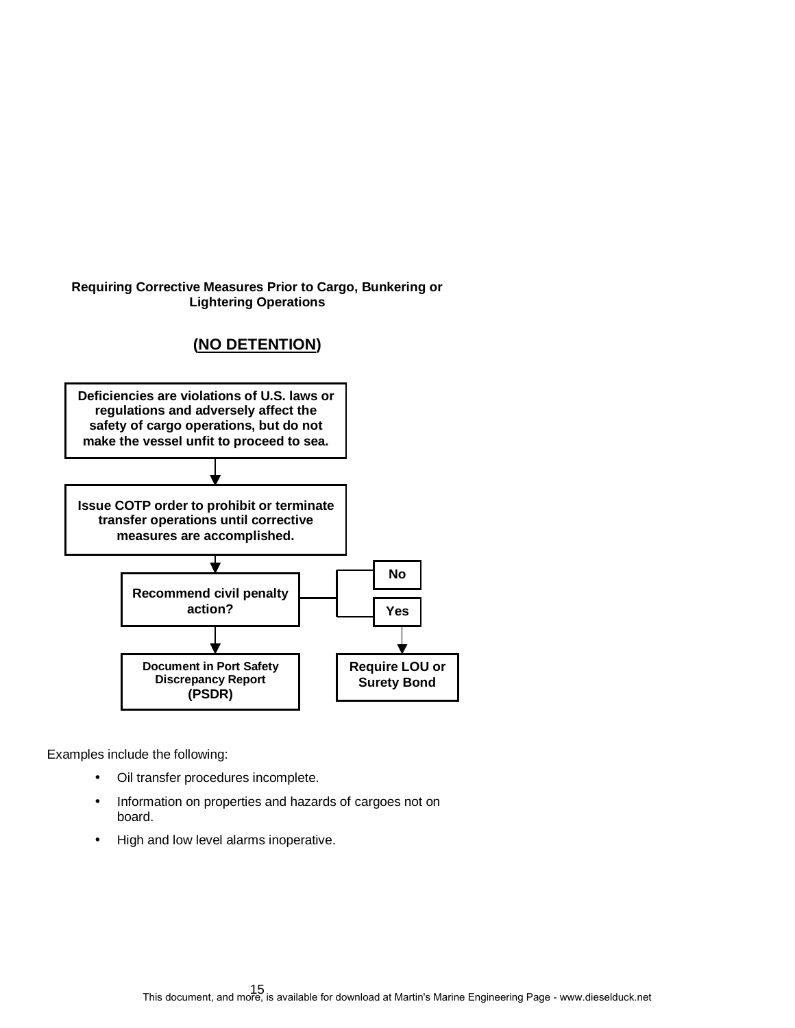**Requiring Corrective Measures Prior to Cargo, Bunkering or Lightering Operations**

**(NO DETENTION)**

**Deficiencies are violations of U.S. laws or regulations and adversely affect the safety of cargo operations, but do not make the vessel unfit to proceed to sea.**

**Issue COTP order to prohibit or terminate transfer operations until corrective measures are accomplished.**

**Recommend civil penalty action?**

- **No**: **Document in Port Safety Discrepancy Report (PSDR)**
- **Yes**: **Require LOU or Surety Bond**

Examples include the following:

- Oil transfer procedures incomplete.
- Information on properties and hazards of cargoes not on board.
- High and low level alarms inoperative.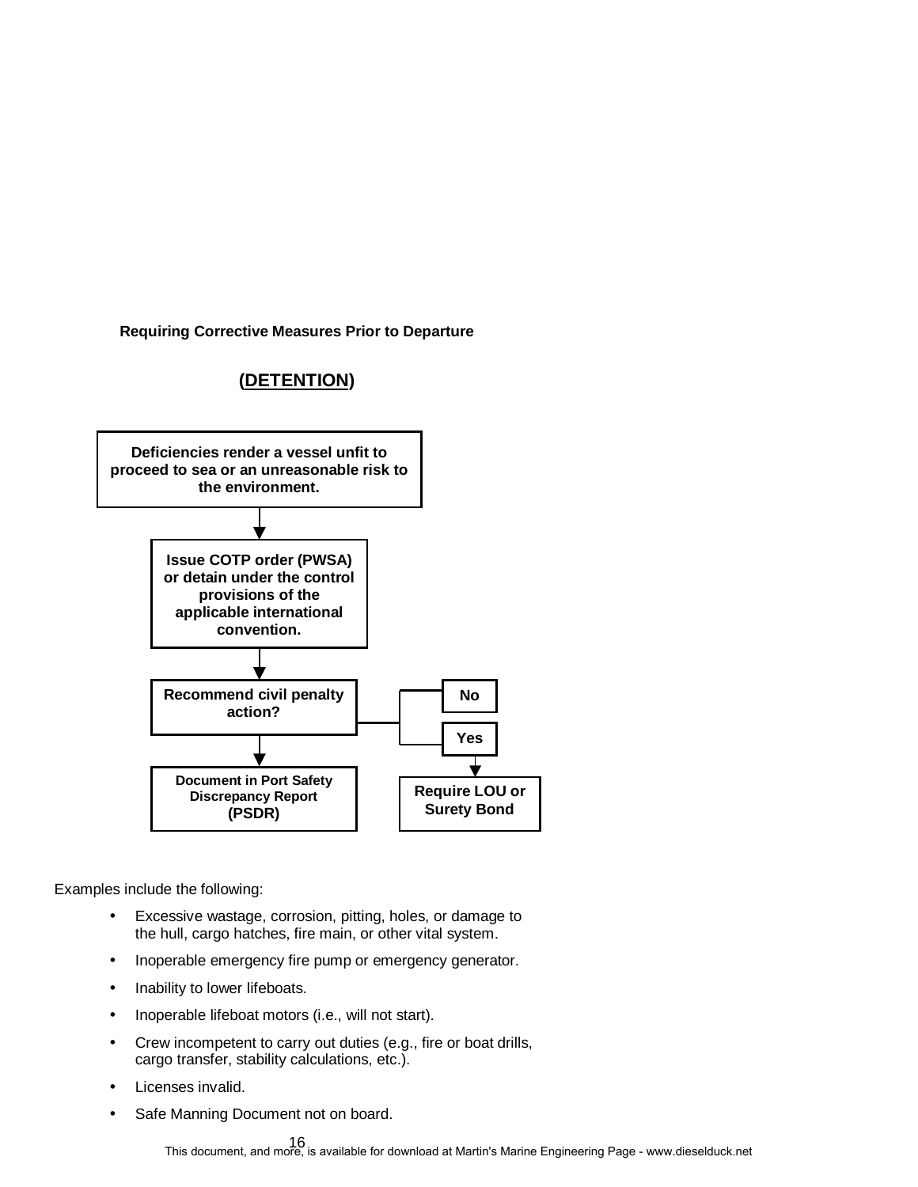**Requiring Corrective Measures Prior to Departure**

**(DETENTION)**

**Deficiencies render a vessel unfit to proceed to sea or an unreasonable risk to the environment.**

↓

**Issue COTP order (PWSA) or detain under the control provisions of the applicable international convention.**

↓

**Recommend civil penalty action?** → **No** / **Yes** → **Require LOU or Surety Bond**

↓

**Document in Port Safety Discrepancy Report (PSDR)**

Examples include the following:

- Excessive wastage, corrosion, pitting, holes, or damage to the hull, cargo hatches, fire main, or other vital system.
- Inoperable emergency fire pump or emergency generator.
- Inability to lower lifeboats.
- Inoperable lifeboat motors (i.e., will not start).
- Crew incompetent to carry out duties (e.g., fire or boat drills, cargo transfer, stability calculations, etc.).
- Licenses invalid.
- Safe Manning Document not on board.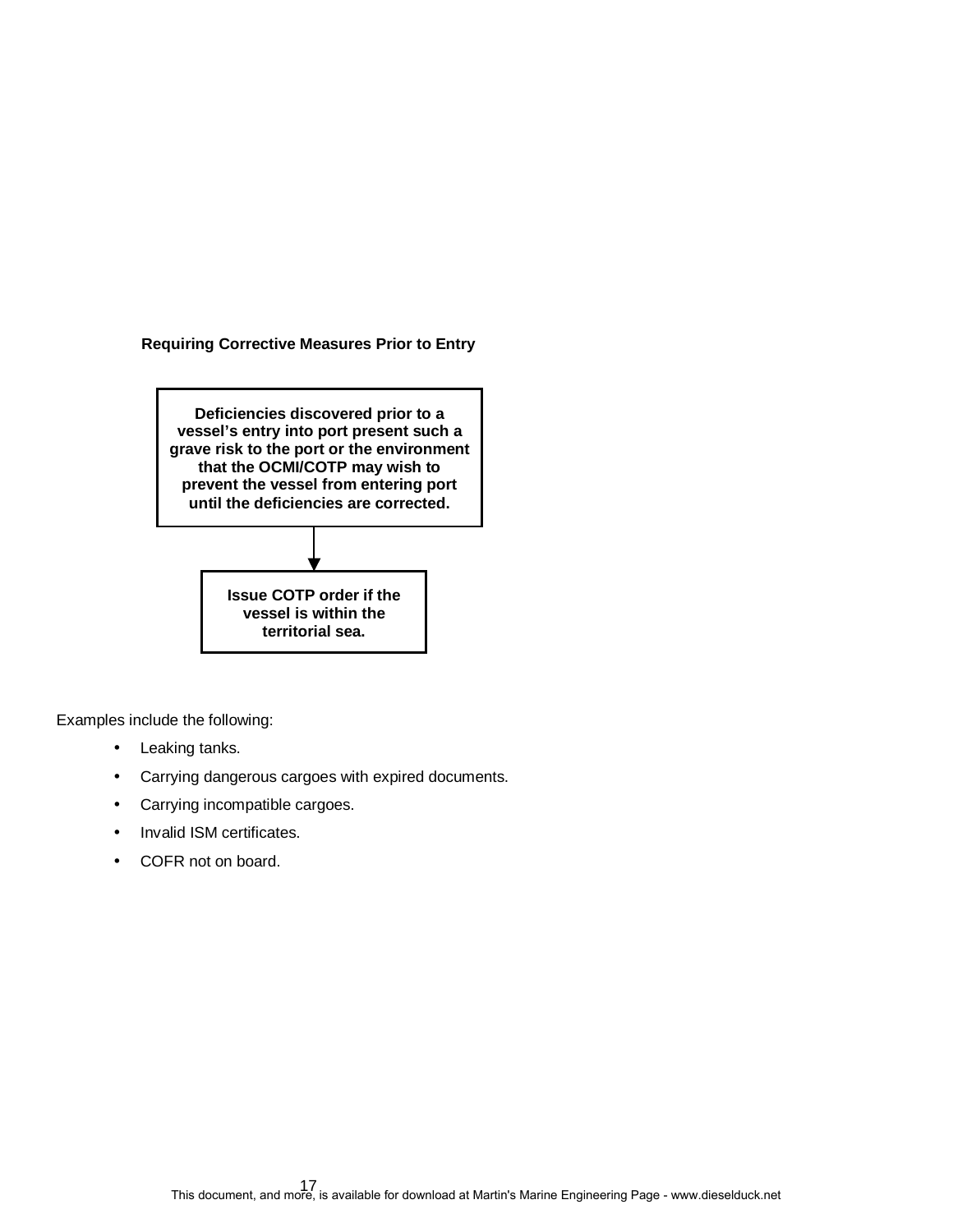**Requiring Corrective Measures Prior to Entry**

**Deficiencies discovered prior to a vessel's entry into port present such a grave risk to the port or the environment that the OCMI/COTP may wish to prevent the vessel from entering port until the deficiencies are corrected.**

↓

**Issue COTP order if the vessel is within the territorial sea.**

Examples include the following:

- Leaking tanks.
- Carrying dangerous cargoes with expired documents.
- Carrying incompatible cargoes.
- Invalid ISM certificates.
- COFR not on board.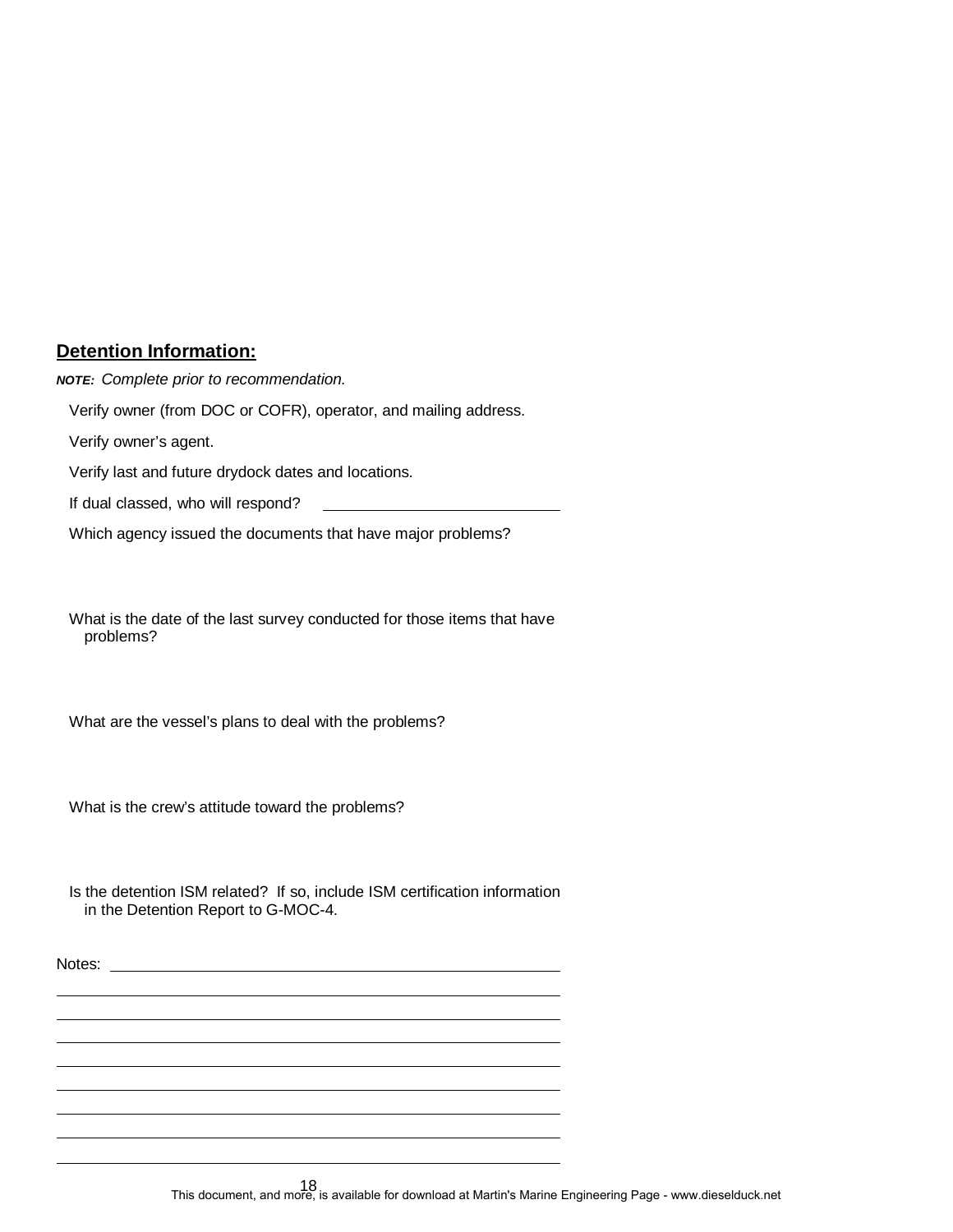## Detention Information:

***NOTE:*** *Complete prior to recommendation.*

Verify owner (from DOC or COFR), operator, and mailing address.

Verify owner's agent.

Verify last and future drydock dates and locations.

If dual classed, who will respond? ____________________________

Which agency issued the documents that have major problems?

What is the date of the last survey conducted for those items that have problems?

What are the vessel's plans to deal with the problems?

What is the crew's attitude toward the problems?

Is the detention ISM related? If so, include ISM certification information in the Detention Report to G-MOC-4.

Notes: ________________________________________________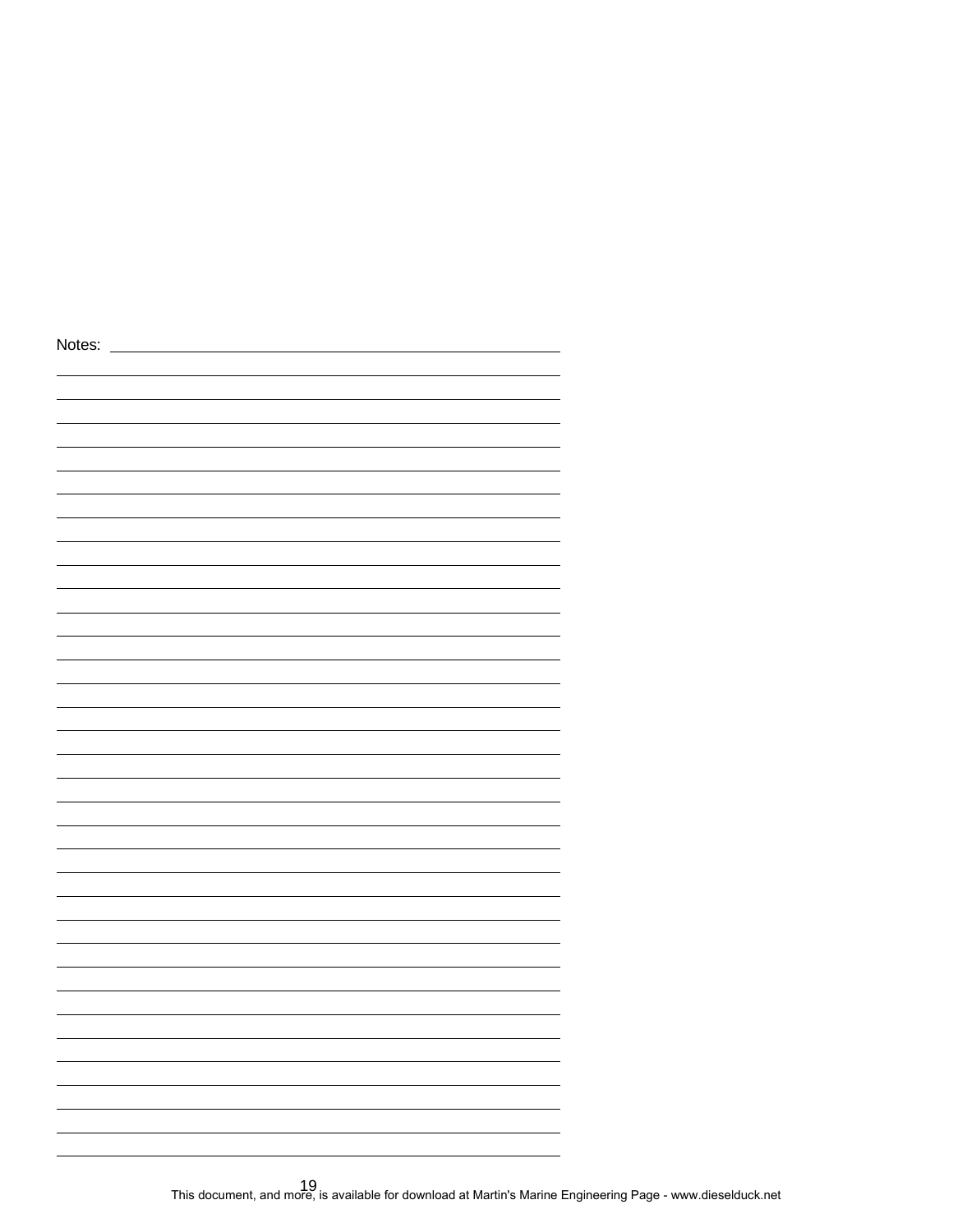Notes: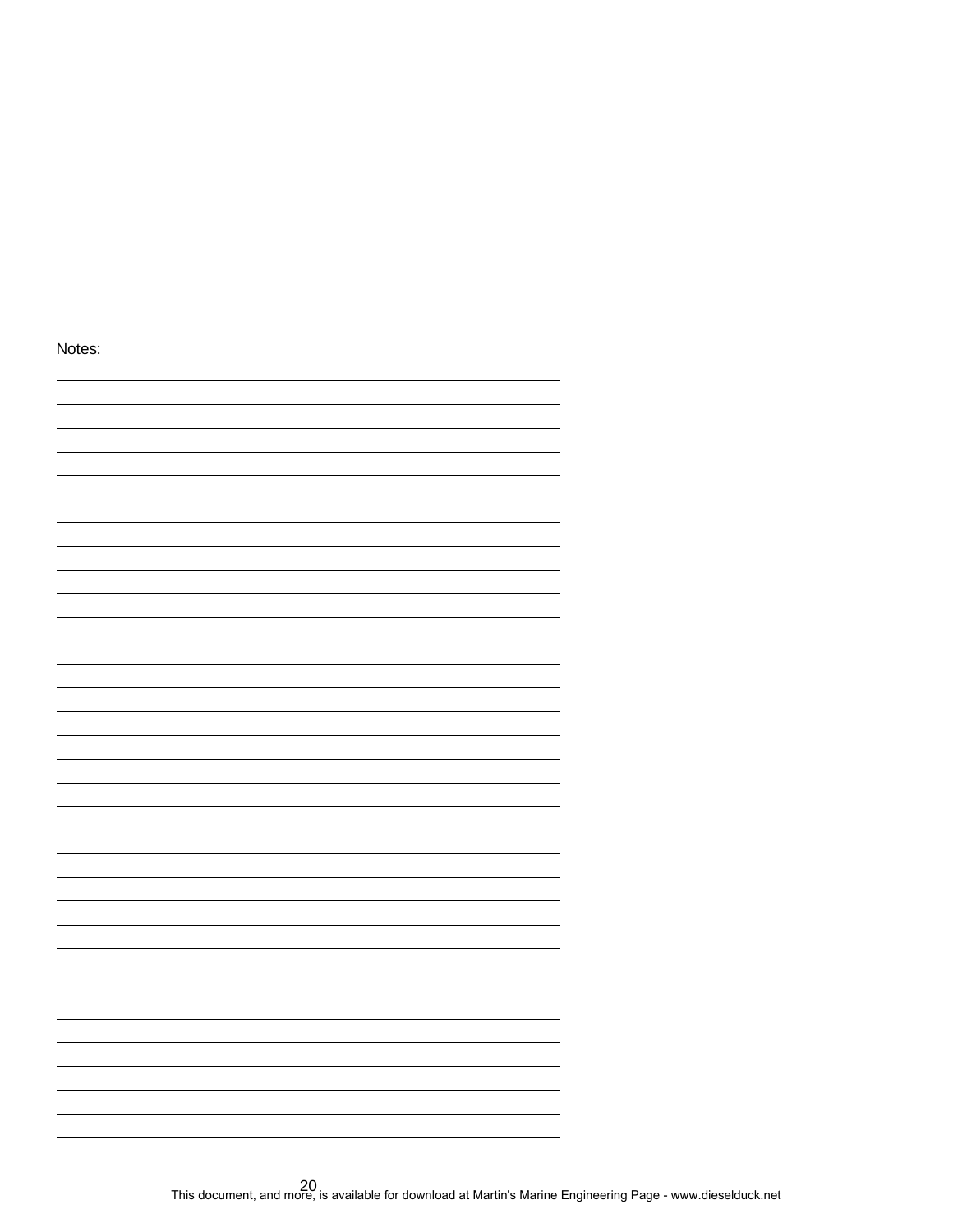Notes: ____________________________________________

____________________________________________________

____________________________________________________

____________________________________________________

____________________________________________________

____________________________________________________

____________________________________________________

____________________________________________________

____________________________________________________

____________________________________________________

____________________________________________________

____________________________________________________

____________________________________________________

____________________________________________________

____________________________________________________

____________________________________________________

____________________________________________________

____________________________________________________

____________________________________________________

____________________________________________________

____________________________________________________

____________________________________________________

____________________________________________________

____________________________________________________

____________________________________________________

____________________________________________________

____________________________________________________

____________________________________________________

____________________________________________________

____________________________________________________

____________________________________________________

____________________________________________________

____________________________________________________

____________________________________________________

____________________________________________________

This document, and more, is available for download at Martin's Marine Engineering Page - www.dieselduck.net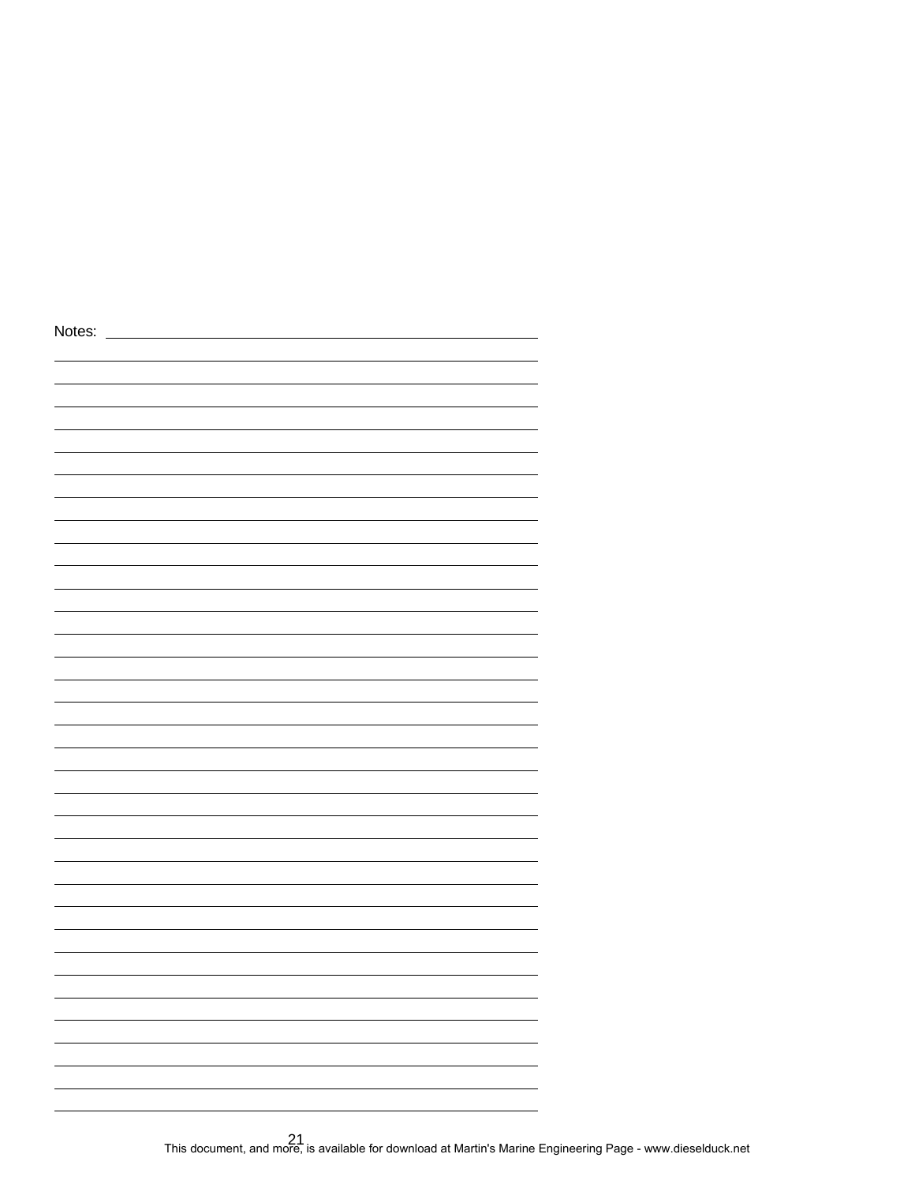Notes: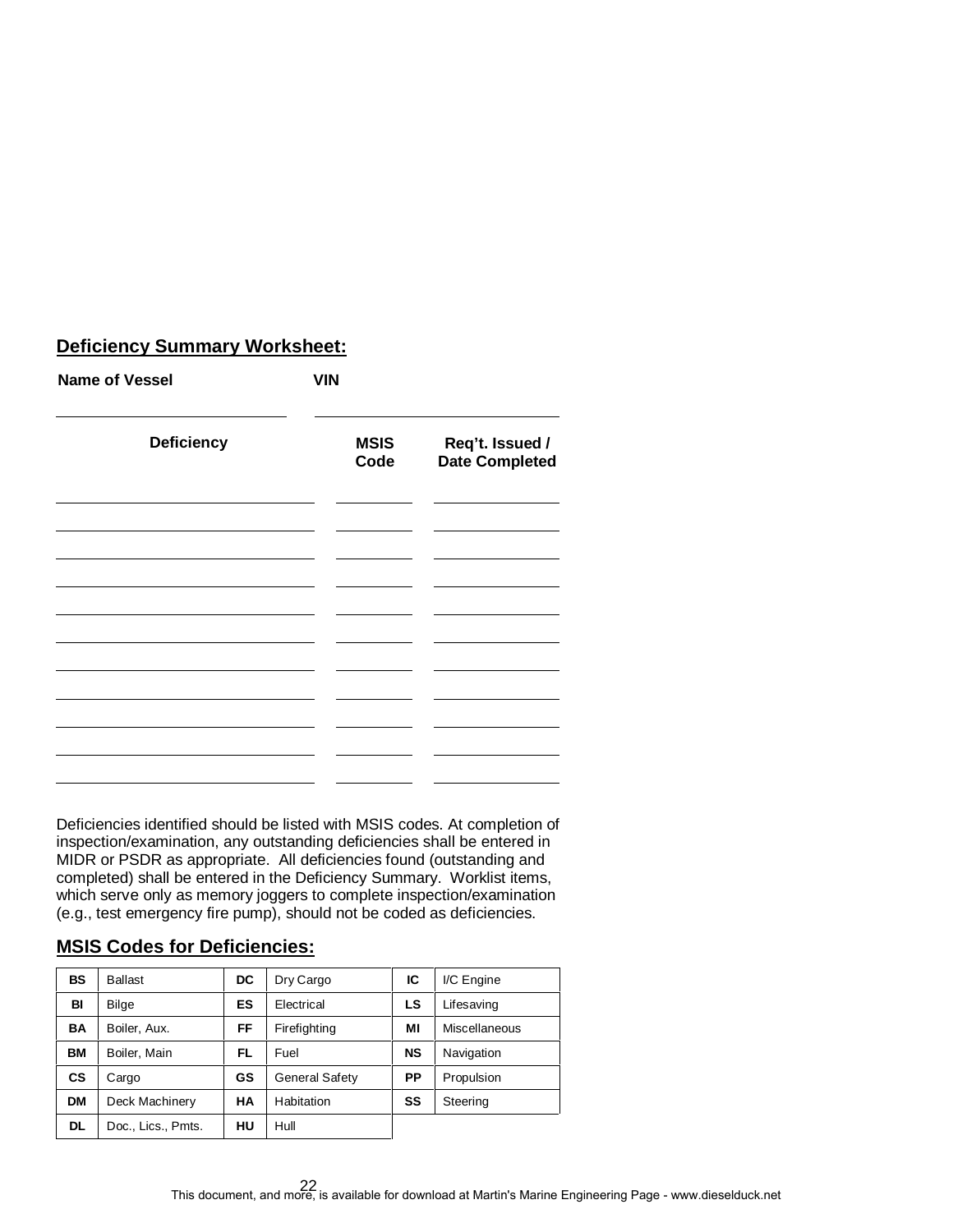## Deficiency Summary Worksheet:

**Name of Vessel** ______________________ **VIN** ______________________

| Deficiency | MSIS Code | Req't. Issued / Date Completed |
|---|---|---|
| | | |
| | | |
| | | |
| | | |
| | | |
| | | |
| | | |
| | | |
| | | |
| | | |
| | | |

Deficiencies identified should be listed with MSIS codes. At completion of inspection/examination, any outstanding deficiencies shall be entered in MIDR or PSDR as appropriate. All deficiencies found (outstanding and completed) shall be entered in the Deficiency Summary. Worklist items, which serve only as memory joggers to complete inspection/examination (e.g., test emergency fire pump), should not be coded as deficiencies.

## MSIS Codes for Deficiencies:

| | | | | | |
|---|---|---|---|---|---|
| **BS** | Ballast | **DC** | Dry Cargo | **IC** | I/C Engine |
| **BI** | Bilge | **ES** | Electrical | **LS** | Lifesaving |
| **BA** | Boiler, Aux. | **FF** | Firefighting | **MI** | Miscellaneous |
| **BM** | Boiler, Main | **FL** | Fuel | **NS** | Navigation |
| **CS** | Cargo | **GS** | General Safety | **PP** | Propulsion |
| **DM** | Deck Machinery | **HA** | Habitation | **SS** | Steering |
| **DL** | Doc., Lics., Pmts. | **HU** | Hull | | |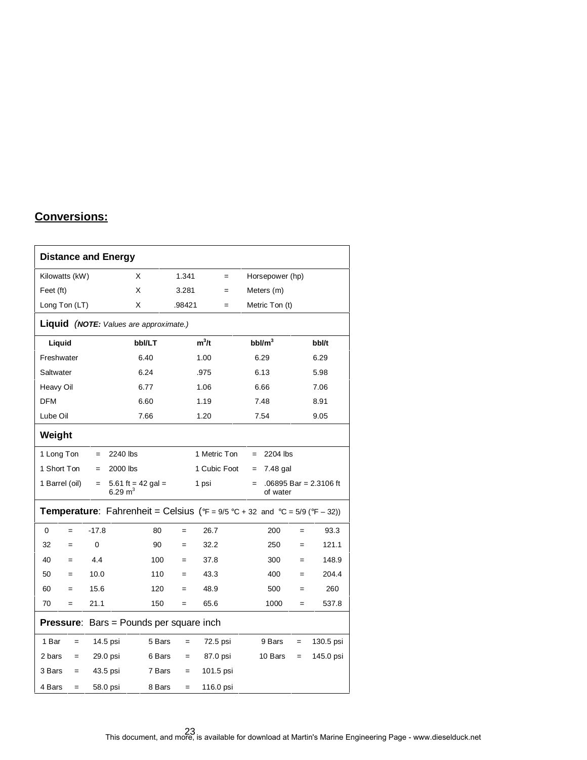## Conversions:

| Distance and Energy | | | | |
|---|---|---|---|---|
| Kilowatts (kW) | X | 1.341 | = | Horsepower (hp) |
| Feet (ft) | X | 3.281 | = | Meters (m) |
| Long Ton (LT) | X | .98421 | = | Metric Ton (t) |

**Liquid** (***NOTE:*** *Values are approximate.)*

| Liquid | bbl/LT | $m^3/t$ | $bbl/m^3$ | bbl/t |
|---|---|---|---|---|
| Freshwater | 6.40 | 1.00 | 6.29 | 6.29 |
| Saltwater | 6.24 | .975 | 6.13 | 5.98 |
| Heavy Oil | 6.77 | 1.06 | 6.66 | 7.06 |
| DFM | 6.60 | 1.19 | 7.48 | 8.91 |
| Lube Oil | 7.66 | 1.20 | 7.54 | 9.05 |

**Weight**

| | | | | | |
|---|---|---|---|---|---|
| 1 Long Ton | = | 2240 lbs | 1 Metric Ton | = | 2204 lbs |
| 1 Short Ton | = | 2000 lbs | 1 Cubic Foot | = | 7.48 gal |
| 1 Barrel (oil) | = | 5.61 ft = 42 gal = 6.29 $m^3$ | 1 psi | = | .06895 Bar = 2.3106 ft of water |

**Temperature**: Fahrenheit = Celsius (°F = 9/5 °C + 32 and °C = 5/9 (°F – 32))

| | | | | | | | | |
|---|---|---|---|---|---|---|---|---|
| 0 | = | -17.8 | 80 | = | 26.7 | 200 | = | 93.3 |
| 32 | = | 0 | 90 | = | 32.2 | 250 | = | 121.1 |
| 40 | = | 4.4 | 100 | = | 37.8 | 300 | = | 148.9 |
| 50 | = | 10.0 | 110 | = | 43.3 | 400 | = | 204.4 |
| 60 | = | 15.6 | 120 | = | 48.9 | 500 | = | 260 |
| 70 | = | 21.1 | 150 | = | 65.6 | 1000 | = | 537.8 |

**Pressure**: Bars = Pounds per square inch

| | | | | | | | | |
|---|---|---|---|---|---|---|---|---|
| 1 Bar | = | 14.5 psi | 5 Bars | = | 72.5 psi | 9 Bars | = | 130.5 psi |
| 2 bars | = | 29.0 psi | 6 Bars | = | 87.0 psi | 10 Bars | = | 145.0 psi |
| 3 Bars | = | 43.5 psi | 7 Bars | = | 101.5 psi | | | |
| 4 Bars | = | 58.0 psi | 8 Bars | = | 116.0 psi | | | |